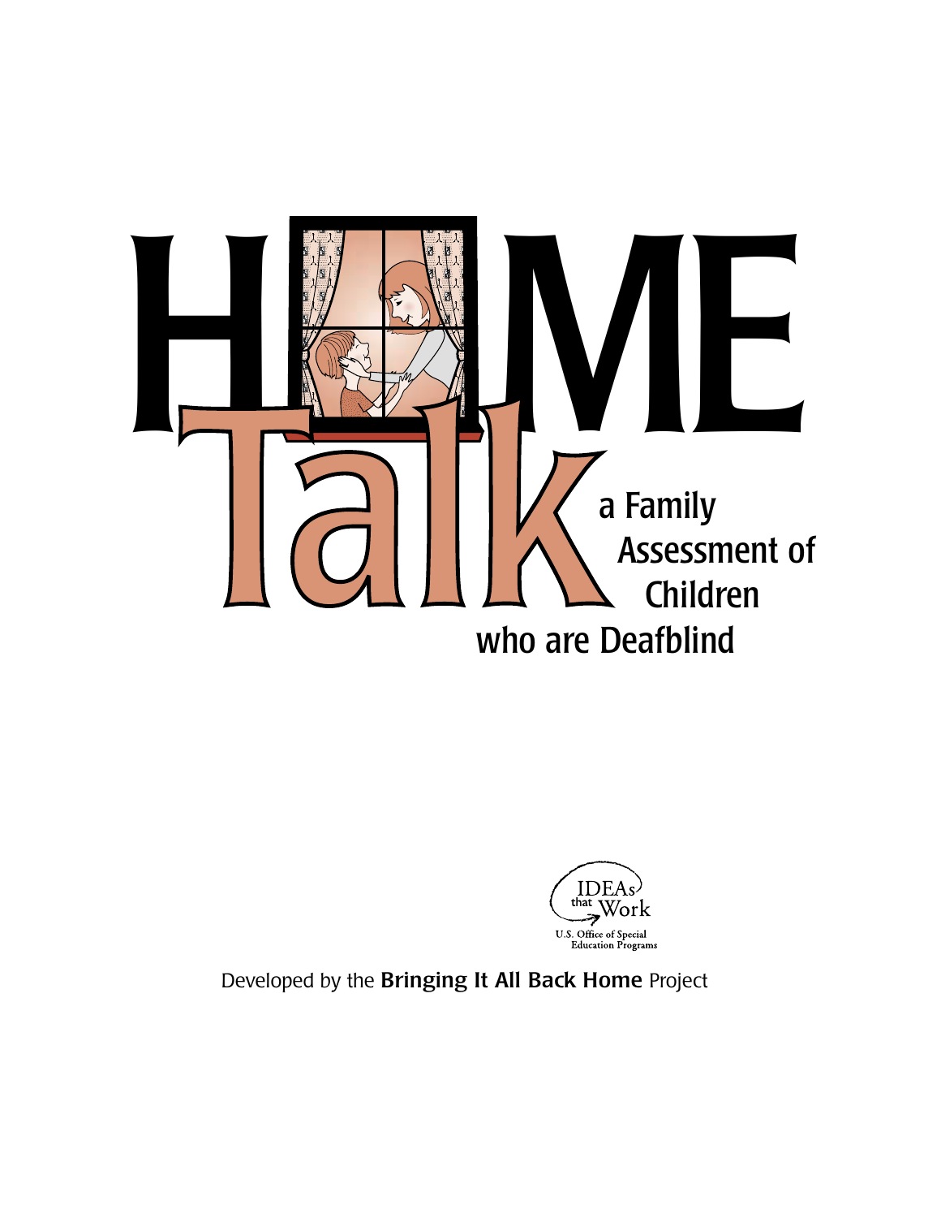# HOME Talk

## a Family Assessment of Children who are Deafblind

IDEAs that Work

U.S. Office of Special Education Programs

Developed by the **Bringing It All Back Home** Project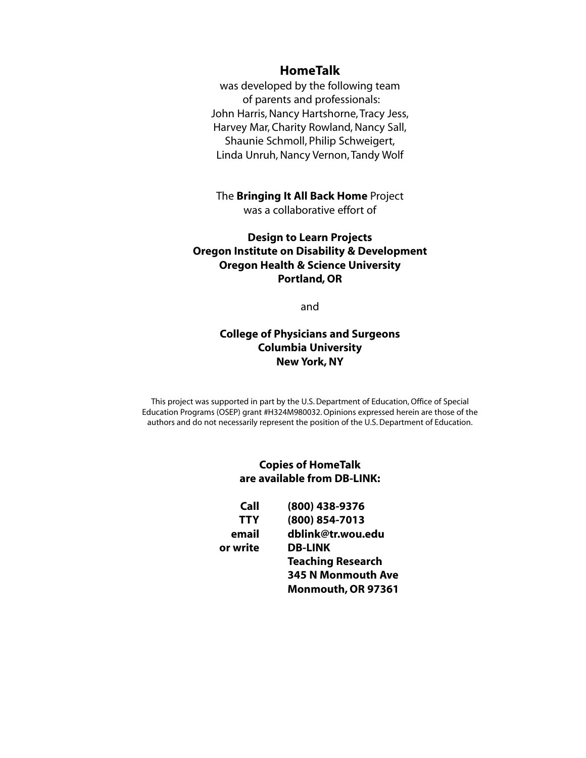**HomeTalk**

was developed by the following team
of parents and professionals:
John Harris, Nancy Hartshorne, Tracy Jess,
Harvey Mar, Charity Rowland, Nancy Sall,
Shaunie Schmoll, Philip Schweigert,
Linda Unruh, Nancy Vernon, Tandy Wolf

The **Bringing It All Back Home** Project
was a collaborative effort of

**Design to Learn Projects**
**Oregon Institute on Disability & Development**
**Oregon Health & Science University**
**Portland, OR**

and

**College of Physicians and Surgeons**
**Columbia University**
**New York, NY**

This project was supported in part by the U.S. Department of Education, Office of Special Education Programs (OSEP) grant #H324M980032. Opinions expressed herein are those of the authors and do not necessarily represent the position of the U.S. Department of Education.

**Copies of HomeTalk**
**are available from DB-LINK:**

| | |
|---|---|
| **Call** | **(800) 438-9376** |
| **TTY** | **(800) 854-7013** |
| **email** | **dblink@tr.wou.edu** |
| **or write** | **DB-LINK**<br>**Teaching Research**<br>**345 N Monmouth Ave**<br>**Monmouth, OR 97361** |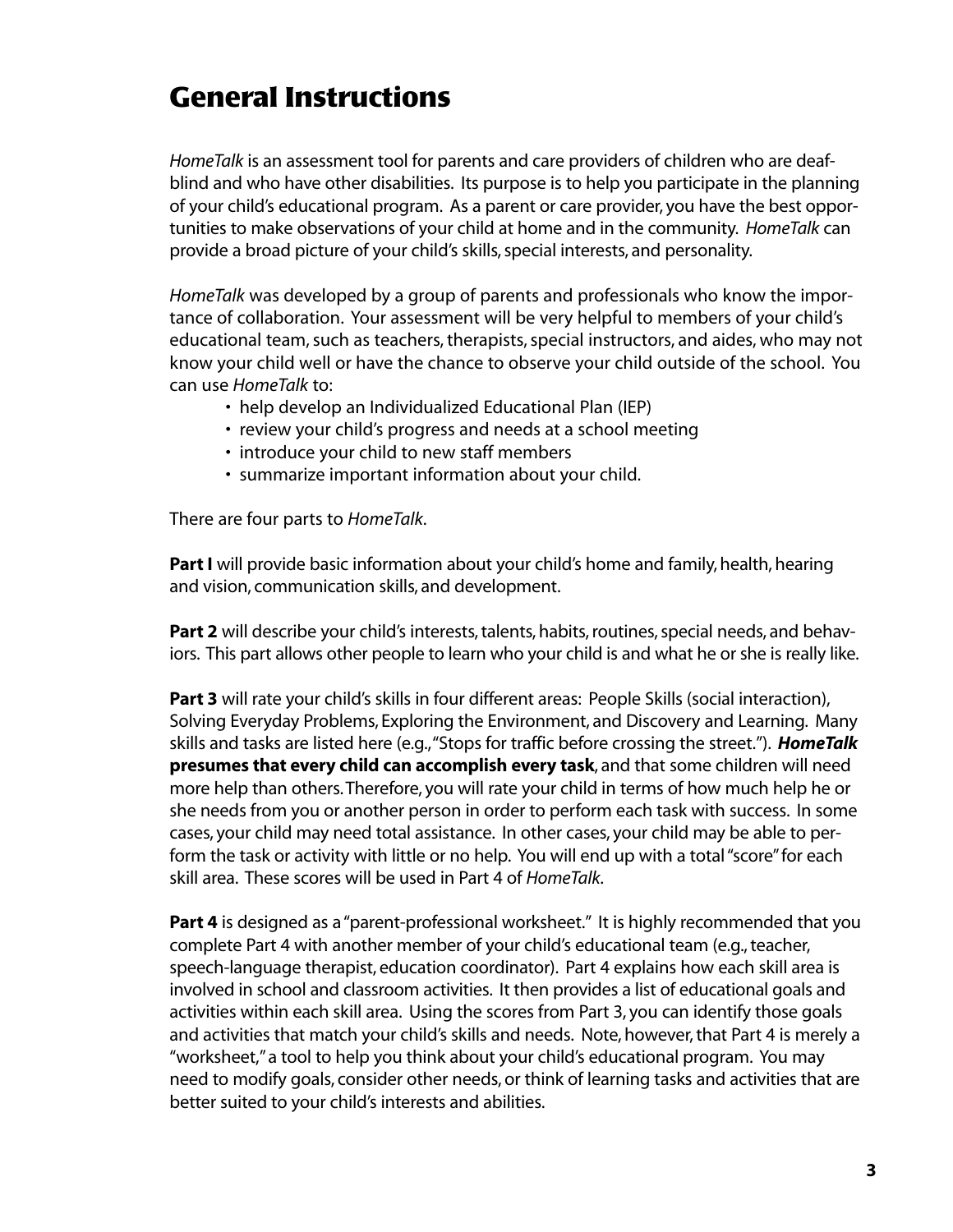# General Instructions

*HomeTalk* is an assessment tool for parents and care providers of children who are deaf-blind and who have other disabilities. Its purpose is to help you participate in the planning of your child's educational program. As a parent or care provider, you have the best opportunities to make observations of your child at home and in the community. *HomeTalk* can provide a broad picture of your child's skills, special interests, and personality.

*HomeTalk* was developed by a group of parents and professionals who know the importance of collaboration. Your assessment will be very helpful to members of your child's educational team, such as teachers, therapists, special instructors, and aides, who may not know your child well or have the chance to observe your child outside of the school. You can use *HomeTalk* to:

- help develop an Individualized Educational Plan (IEP)
- review your child's progress and needs at a school meeting
- introduce your child to new staff members
- summarize important information about your child.

There are four parts to *HomeTalk*.

**Part I** will provide basic information about your child's home and family, health, hearing and vision, communication skills, and development.

**Part 2** will describe your child's interests, talents, habits, routines, special needs, and behaviors. This part allows other people to learn who your child is and what he or she is really like.

**Part 3** will rate your child's skills in four different areas: People Skills (social interaction), Solving Everyday Problems, Exploring the Environment, and Discovery and Learning. Many skills and tasks are listed here (e.g., "Stops for traffic before crossing the street."). ***HomeTalk* presumes that every child can accomplish every task**, and that some children will need more help than others. Therefore, you will rate your child in terms of how much help he or she needs from you or another person in order to perform each task with success. In some cases, your child may need total assistance. In other cases, your child may be able to perform the task or activity with little or no help. You will end up with a total "score" for each skill area. These scores will be used in Part 4 of *HomeTalk*.

**Part 4** is designed as a "parent-professional worksheet." It is highly recommended that you complete Part 4 with another member of your child's educational team (e.g., teacher, speech-language therapist, education coordinator). Part 4 explains how each skill area is involved in school and classroom activities. It then provides a list of educational goals and activities within each skill area. Using the scores from Part 3, you can identify those goals and activities that match your child's skills and needs. Note, however, that Part 4 is merely a "worksheet," a tool to help you think about your child's educational program. You may need to modify goals, consider other needs, or think of learning tasks and activities that are better suited to your child's interests and abilities.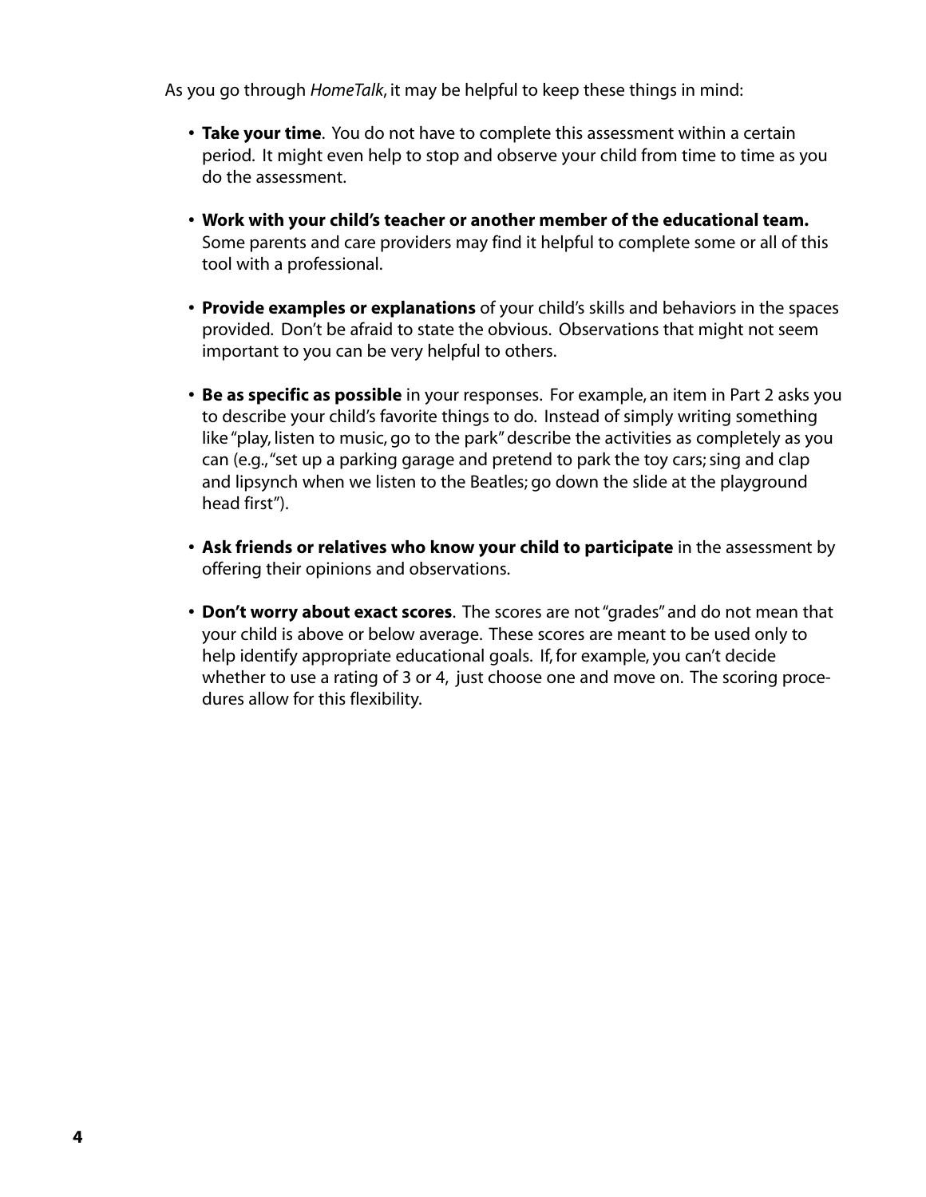As you go through *HomeTalk*, it may be helpful to keep these things in mind:

- **Take your time**. You do not have to complete this assessment within a certain period. It might even help to stop and observe your child from time to time as you do the assessment.

- **Work with your child's teacher or another member of the educational team.** Some parents and care providers may find it helpful to complete some or all of this tool with a professional.

- **Provide examples or explanations** of your child's skills and behaviors in the spaces provided. Don't be afraid to state the obvious. Observations that might not seem important to you can be very helpful to others.

- **Be as specific as possible** in your responses. For example, an item in Part 2 asks you to describe your child's favorite things to do. Instead of simply writing something like "play, listen to music, go to the park" describe the activities as completely as you can (e.g., "set up a parking garage and pretend to park the toy cars; sing and clap and lipsynch when we listen to the Beatles; go down the slide at the playground head first").

- **Ask friends or relatives who know your child to participate** in the assessment by offering their opinions and observations.

- **Don't worry about exact scores**. The scores are not "grades" and do not mean that your child is above or below average. These scores are meant to be used only to help identify appropriate educational goals. If, for example, you can't decide whether to use a rating of 3 or 4, just choose one and move on. The scoring procedures allow for this flexibility.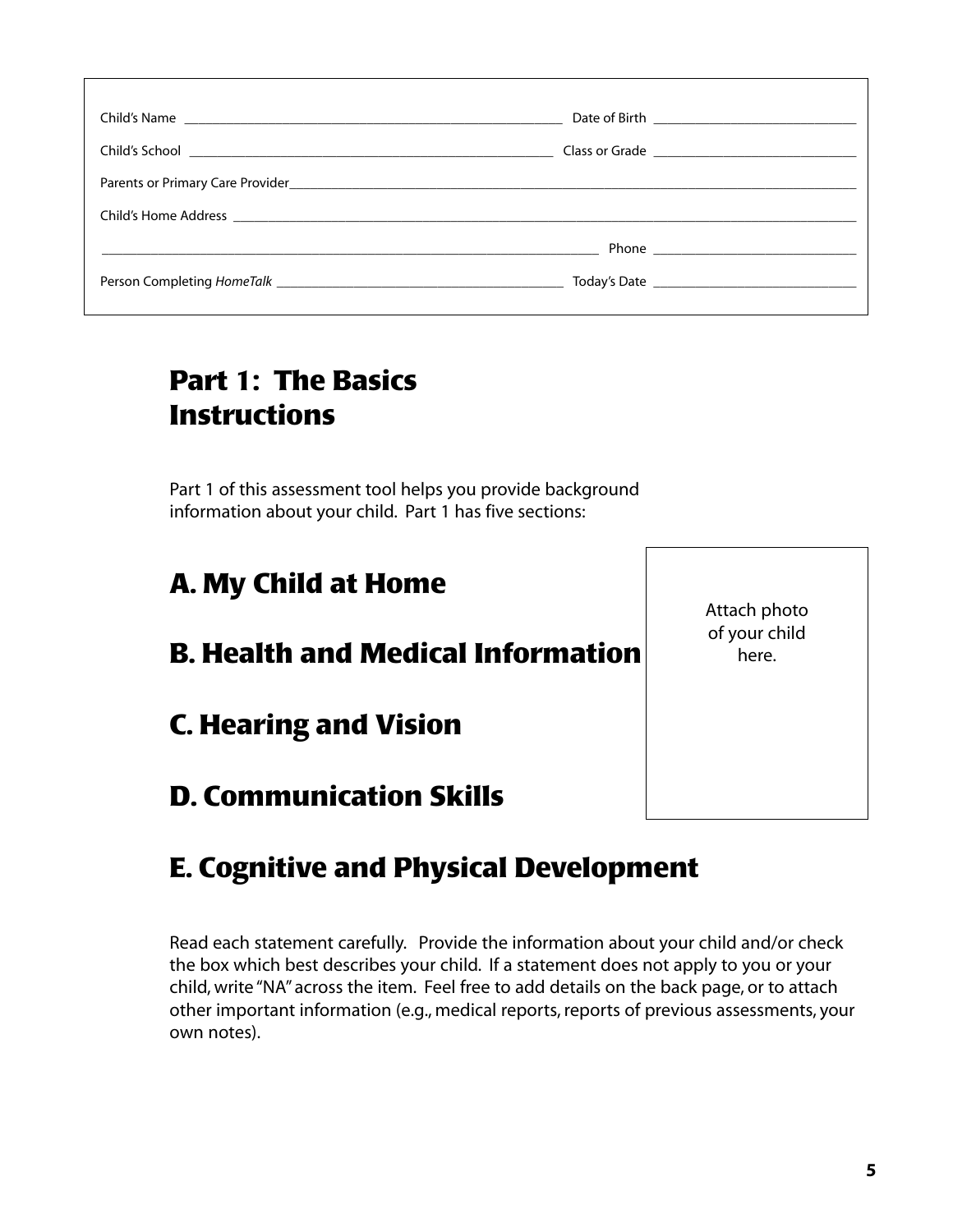Child's Name ______________________________ Date of Birth ______________________________

Child's School ______________________________ Class or Grade ______________________________

Parents or Primary Care Provider______________________________________________________________

Child's Home Address ______________________________________________________________

______________________________________________________________ Phone ______________________________

Person Completing *HomeTalk* ______________________________ Today's Date ______________________________

# Part 1: The Basics Instructions

Part 1 of this assessment tool helps you provide background information about your child. Part 1 has five sections:

Attach photo of your child here.

## A. My Child at Home

## B. Health and Medical Information

## C. Hearing and Vision

## D. Communication Skills

## E. Cognitive and Physical Development

Read each statement carefully. Provide the information about your child and/or check the box which best describes your child. If a statement does not apply to you or your child, write "NA" across the item. Feel free to add details on the back page, or to attach other important information (e.g., medical reports, reports of previous assessments, your own notes).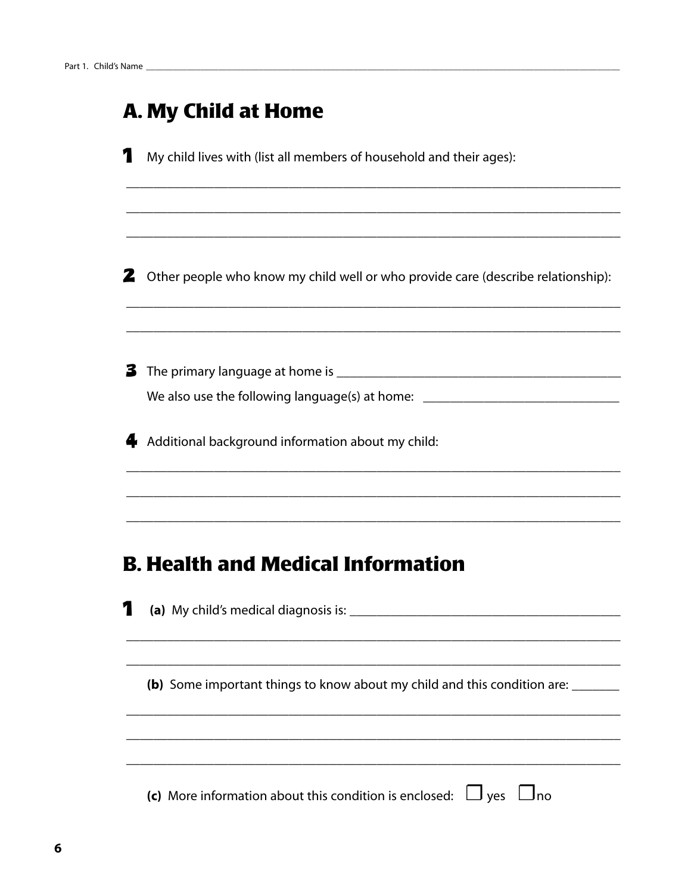Part 1. Child's Name ______________________________________________

## A. My Child at Home

**1** My child lives with (list all members of household and their ages):

_______________________________________________

_______________________________________________

_______________________________________________

**2** Other people who know my child well or who provide care (describe relationship):

_______________________________________________

_______________________________________________

**3** The primary language at home is _______________________________

We also use the following language(s) at home: _______________________

**4** Additional background information about my child:

_______________________________________________

_______________________________________________

_______________________________________________

## B. Health and Medical Information

**1** **(a)** My child's medical diagnosis is: ____________________________

_______________________________________________

_______________________________________________

**(b)** Some important things to know about my child and this condition are: _______

_______________________________________________

_______________________________________________

_______________________________________________

**(c)** More information about this condition is enclosed: ☐ yes ☐ no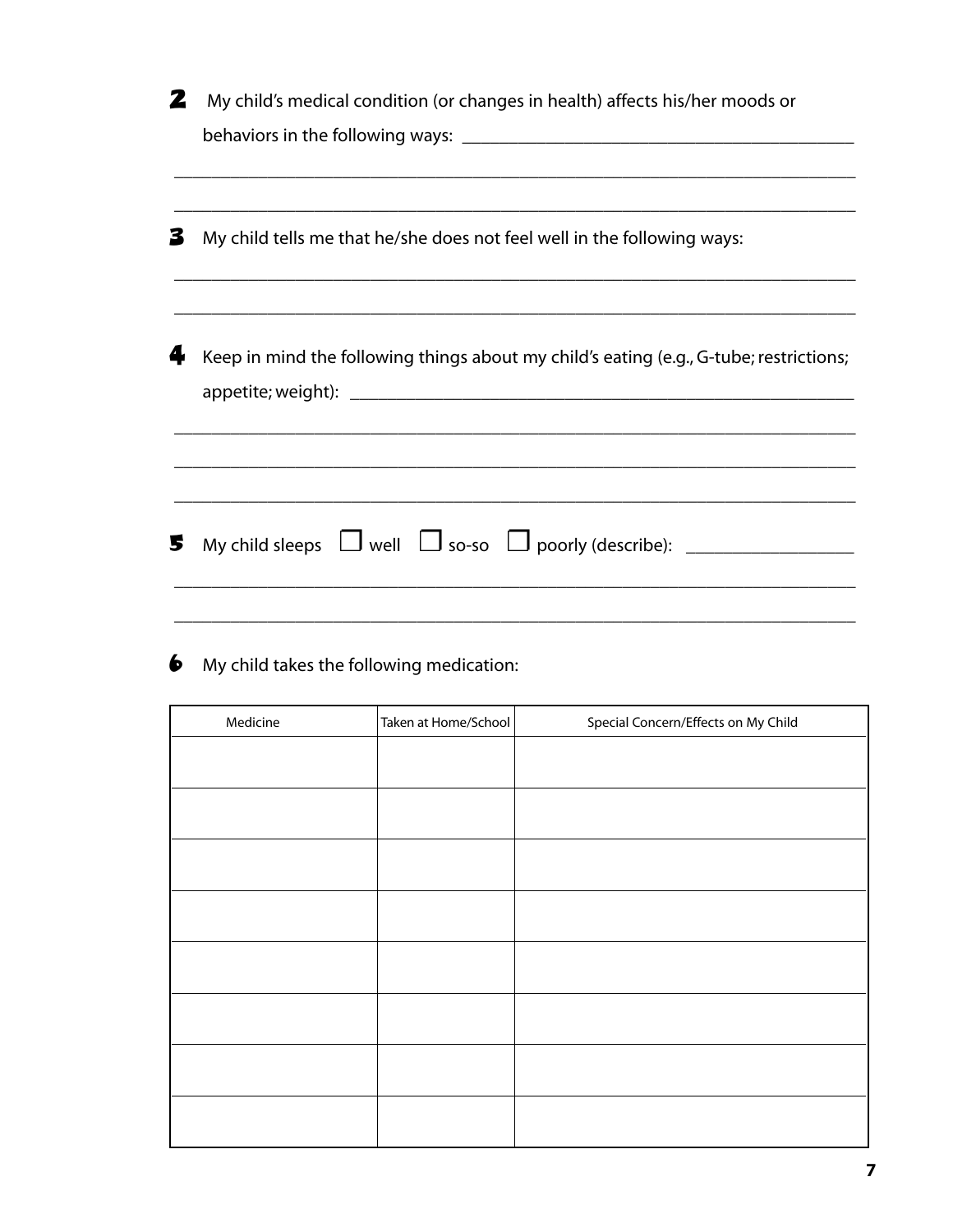**2** My child's medical condition (or changes in health) affects his/her moods or behaviors in the following ways: ___________________________________________

___________________________________________________________________________

___________________________________________________________________________

**3** My child tells me that he/she does not feel well in the following ways:

___________________________________________________________________________

___________________________________________________________________________

**4** Keep in mind the following things about my child's eating (e.g., G-tube; restrictions; appetite; weight): ___________________________________________

___________________________________________________________________________

___________________________________________________________________________

___________________________________________________________________________

**5** My child sleeps ☐ well ☐ so-so ☐ poorly (describe): __________________

___________________________________________________________________________

___________________________________________________________________________

**6** My child takes the following medication:

| Medicine | Taken at Home/School | Special Concern/Effects on My Child |
|---|---|---|
| | | |
| | | |
| | | |
| | | |
| | | |
| | | |
| | | |
| | | |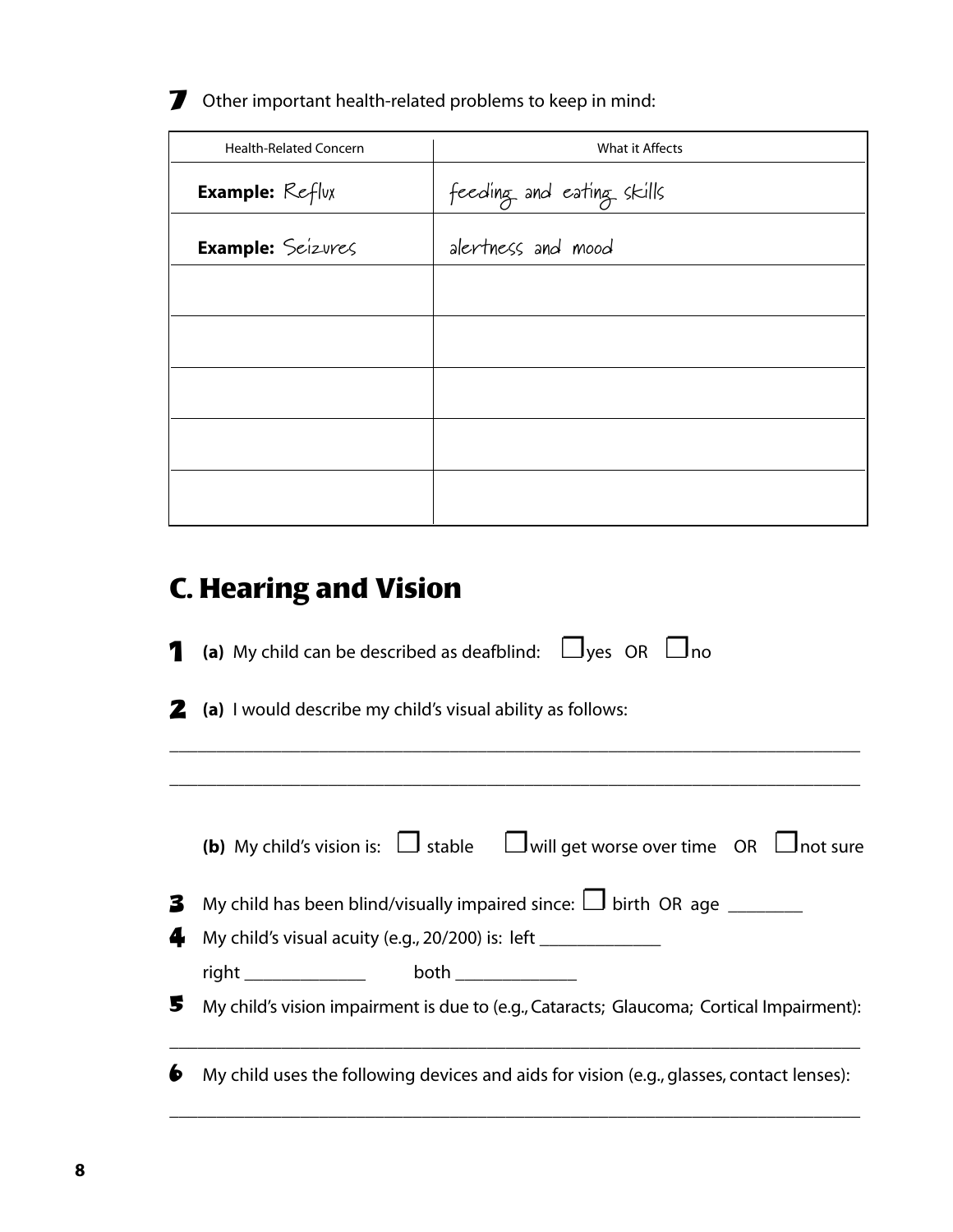**7** Other important health-related problems to keep in mind:

| Health-Related Concern | What it Affects |
|---|---|
| **Example:** Reflux | feeding and eating skills |
| **Example:** Seizures | alertness and mood |
| | |
| | |
| | |
| | |
| | |

## C. Hearing and Vision

**1** **(a)** My child can be described as deafblind: ☐ yes OR ☐ no

**2** **(a)** I would describe my child's visual ability as follows:

\_\_\_\_\_\_\_\_\_\_\_\_\_\_\_\_\_\_\_\_\_\_\_\_\_\_\_\_\_\_\_\_\_\_\_\_\_\_\_\_\_\_\_\_\_\_\_\_\_\_\_\_\_\_\_\_\_\_\_\_\_\_\_\_\_\_\_\_\_\_

\_\_\_\_\_\_\_\_\_\_\_\_\_\_\_\_\_\_\_\_\_\_\_\_\_\_\_\_\_\_\_\_\_\_\_\_\_\_\_\_\_\_\_\_\_\_\_\_\_\_\_\_\_\_\_\_\_\_\_\_\_\_\_\_\_\_\_\_\_\_

**(b)** My child's vision is: ☐ stable ☐ will get worse over time OR ☐ not sure

**3** My child has been blind/visually impaired since: ☐ birth OR age \_\_\_\_\_\_\_\_

**4** My child's visual acuity (e.g., 20/200) is: left \_\_\_\_\_\_\_\_\_\_\_\_\_

right \_\_\_\_\_\_\_\_\_\_\_\_\_ both \_\_\_\_\_\_\_\_\_\_\_\_\_

**5** My child's vision impairment is due to (e.g., Cataracts; Glaucoma; Cortical Impairment):

\_\_\_\_\_\_\_\_\_\_\_\_\_\_\_\_\_\_\_\_\_\_\_\_\_\_\_\_\_\_\_\_\_\_\_\_\_\_\_\_\_\_\_\_\_\_\_\_\_\_\_\_\_\_\_\_\_\_\_\_\_\_\_\_\_\_\_\_\_\_

**6** My child uses the following devices and aids for vision (e.g., glasses, contact lenses):

\_\_\_\_\_\_\_\_\_\_\_\_\_\_\_\_\_\_\_\_\_\_\_\_\_\_\_\_\_\_\_\_\_\_\_\_\_\_\_\_\_\_\_\_\_\_\_\_\_\_\_\_\_\_\_\_\_\_\_\_\_\_\_\_\_\_\_\_\_\_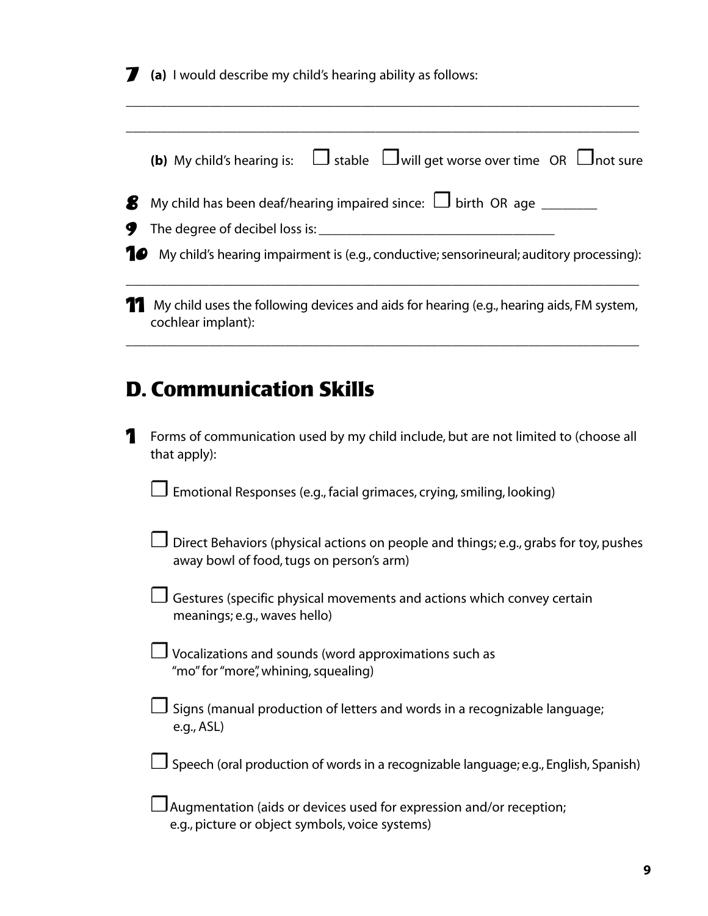**7** **(a)** I would describe my child's hearing ability as follows:

_______________________________________________________________________________

_______________________________________________________________________________

**(b)** My child's hearing is: ☐ stable ☐ will get worse over time OR ☐ not sure

**8** My child has been deaf/hearing impaired since: ☐ birth OR age ________

**9** The degree of decibel loss is: ___________________________________

**10** My child's hearing impairment is (e.g., conductive; sensorineural; auditory processing):

_______________________________________________________________________________

**11** My child uses the following devices and aids for hearing (e.g., hearing aids, FM system, cochlear implant):

_______________________________________________________________________________

## D. Communication Skills

**1** Forms of communication used by my child include, but are not limited to (choose all that apply):

☐ Emotional Responses (e.g., facial grimaces, crying, smiling, looking)

☐ Direct Behaviors (physical actions on people and things; e.g., grabs for toy, pushes away bowl of food, tugs on person's arm)

☐ Gestures (specific physical movements and actions which convey certain meanings; e.g., waves hello)

☐ Vocalizations and sounds (word approximations such as "mo" for "more", whining, squealing)

☐ Signs (manual production of letters and words in a recognizable language; e.g., ASL)

☐ Speech (oral production of words in a recognizable language; e.g., English, Spanish)

☐ Augmentation (aids or devices used for expression and/or reception; e.g., picture or object symbols, voice systems)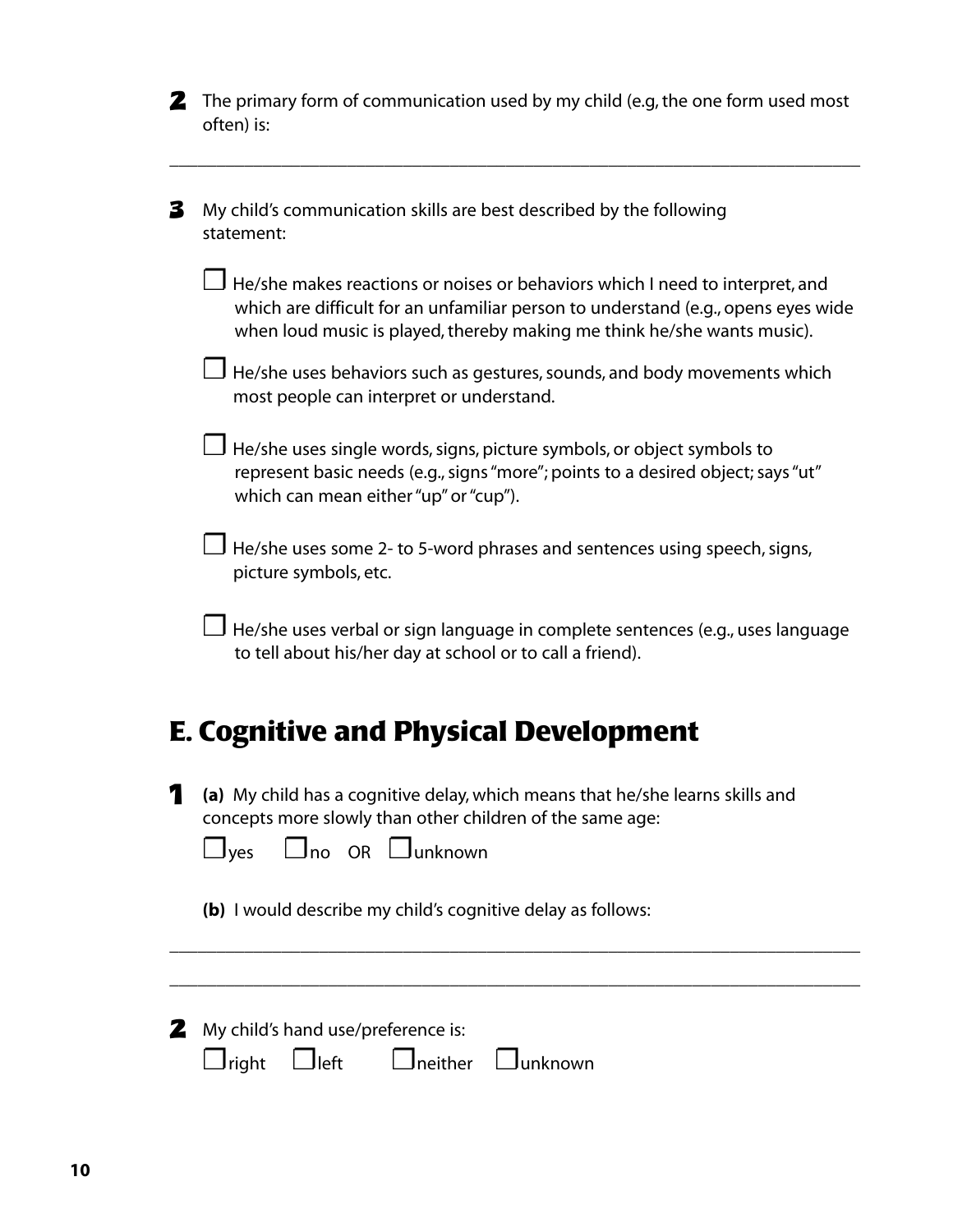**2** The primary form of communication used by my child (e.g, the one form used most often) is:

\_\_\_\_\_\_\_\_\_\_\_\_\_\_\_\_\_\_\_\_\_\_\_\_\_\_\_\_\_\_\_\_\_\_\_\_\_\_\_\_\_\_\_\_\_\_\_\_\_\_\_\_\_\_\_\_\_\_\_\_\_\_\_\_\_\_\_\_

**3** My child's communication skills are best described by the following statement:

- ☐ He/she makes reactions or noises or behaviors which I need to interpret, and which are difficult for an unfamiliar person to understand (e.g., opens eyes wide when loud music is played, thereby making me think he/she wants music).
- ☐ He/she uses behaviors such as gestures, sounds, and body movements which most people can interpret or understand.
- ☐ He/she uses single words, signs, picture symbols, or object symbols to represent basic needs (e.g., signs "more"; points to a desired object; says "ut" which can mean either "up" or "cup").
- ☐ He/she uses some 2- to 5-word phrases and sentences using speech, signs, picture symbols, etc.
- ☐ He/she uses verbal or sign language in complete sentences (e.g., uses language to tell about his/her day at school or to call a friend).

## E. Cognitive and Physical Development

**1** **(a)** My child has a cognitive delay, which means that he/she learns skills and concepts more slowly than other children of the same age:

☐yes ☐no OR ☐unknown

**(b)** I would describe my child's cognitive delay as follows:

\_\_\_\_\_\_\_\_\_\_\_\_\_\_\_\_\_\_\_\_\_\_\_\_\_\_\_\_\_\_\_\_\_\_\_\_\_\_\_\_\_\_\_\_\_\_\_\_\_\_\_\_\_\_\_\_\_\_\_\_\_\_\_\_\_\_\_\_

\_\_\_\_\_\_\_\_\_\_\_\_\_\_\_\_\_\_\_\_\_\_\_\_\_\_\_\_\_\_\_\_\_\_\_\_\_\_\_\_\_\_\_\_\_\_\_\_\_\_\_\_\_\_\_\_\_\_\_\_\_\_\_\_\_\_\_\_

**2** My child's hand use/preference is:

☐right ☐left ☐neither ☐unknown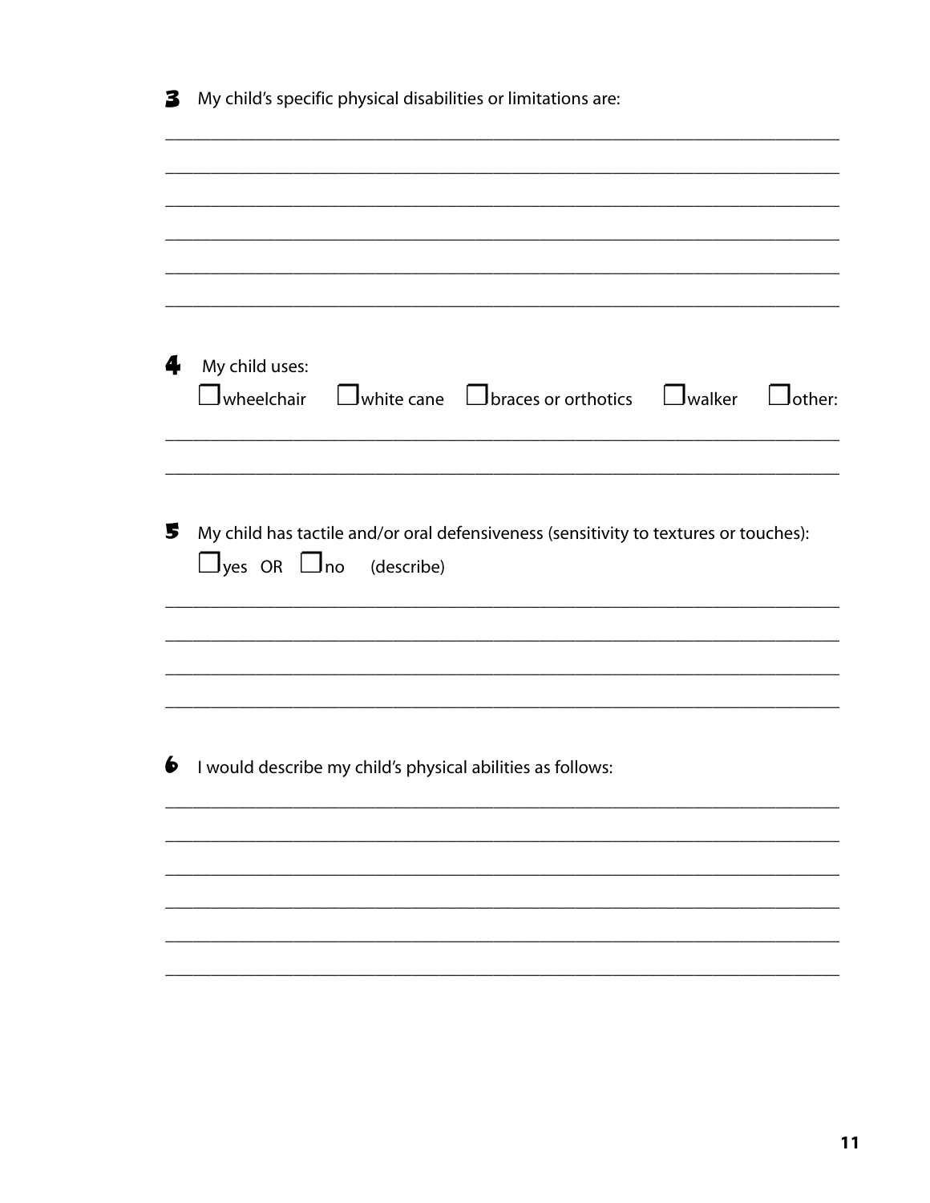**3** My child's specific physical disabilities or limitations are:

______________________________________________________________________

______________________________________________________________________

______________________________________________________________________

______________________________________________________________________

______________________________________________________________________

______________________________________________________________________

**4** My child uses:

☐ wheelchair ☐ white cane ☐ braces or orthotics ☐ walker ☐ other:

______________________________________________________________________

______________________________________________________________________

**5** My child has tactile and/or oral defensiveness (sensitivity to textures or touches):

☐ yes OR ☐ no (describe)

______________________________________________________________________

______________________________________________________________________

______________________________________________________________________

______________________________________________________________________

**6** I would describe my child's physical abilities as follows:

______________________________________________________________________

______________________________________________________________________

______________________________________________________________________

______________________________________________________________________

______________________________________________________________________

______________________________________________________________________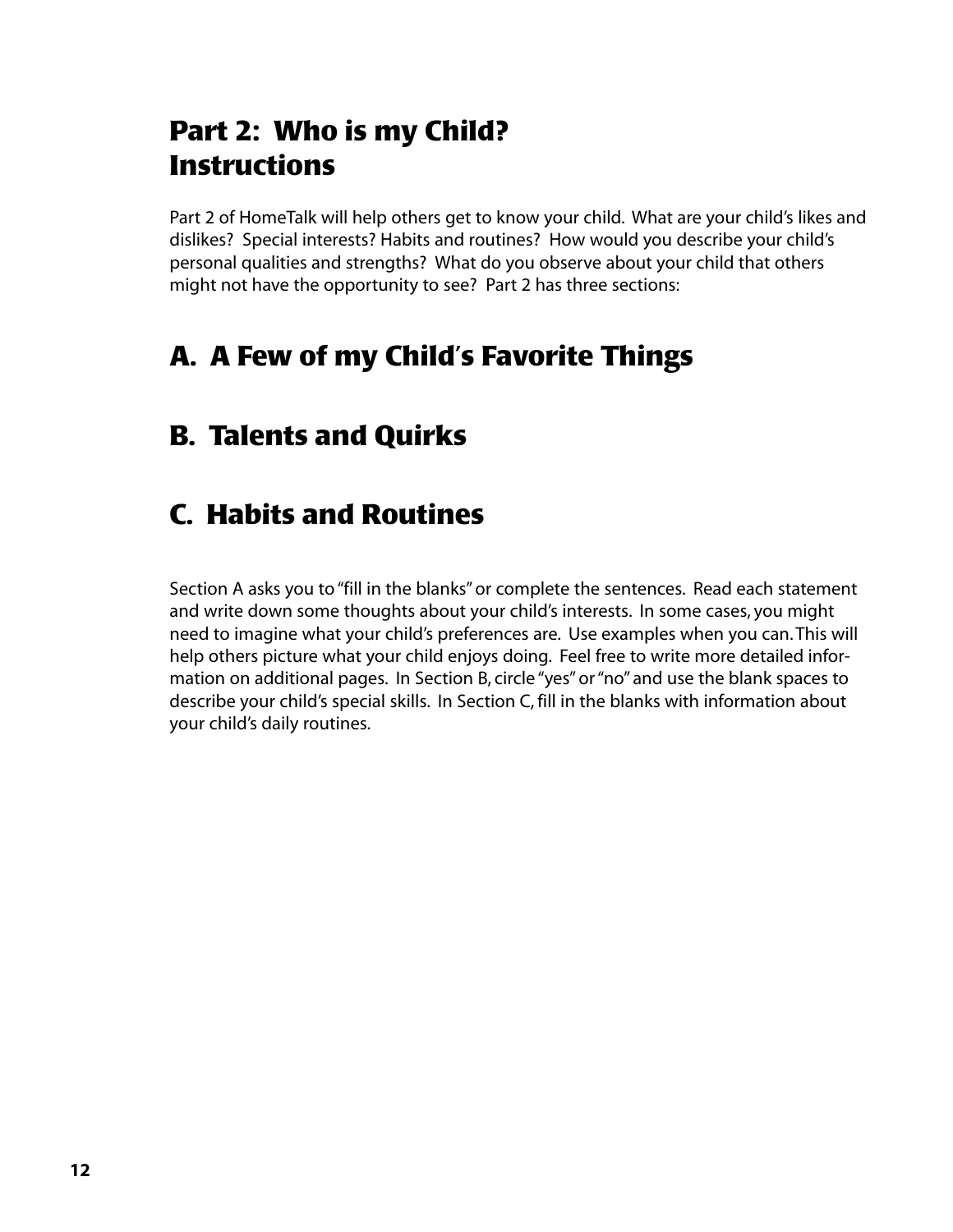# Part 2: Who is my Child? Instructions

Part 2 of HomeTalk will help others get to know your child. What are your child's likes and dislikes? Special interests? Habits and routines? How would you describe your child's personal qualities and strengths? What do you observe about your child that others might not have the opportunity to see? Part 2 has three sections:

## A. A Few of my Child's Favorite Things

## B. Talents and Quirks

## C. Habits and Routines

Section A asks you to "fill in the blanks" or complete the sentences. Read each statement and write down some thoughts about your child's interests. In some cases, you might need to imagine what your child's preferences are. Use examples when you can. This will help others picture what your child enjoys doing. Feel free to write more detailed information on additional pages. In Section B, circle "yes" or "no" and use the blank spaces to describe your child's special skills. In Section C, fill in the blanks with information about your child's daily routines.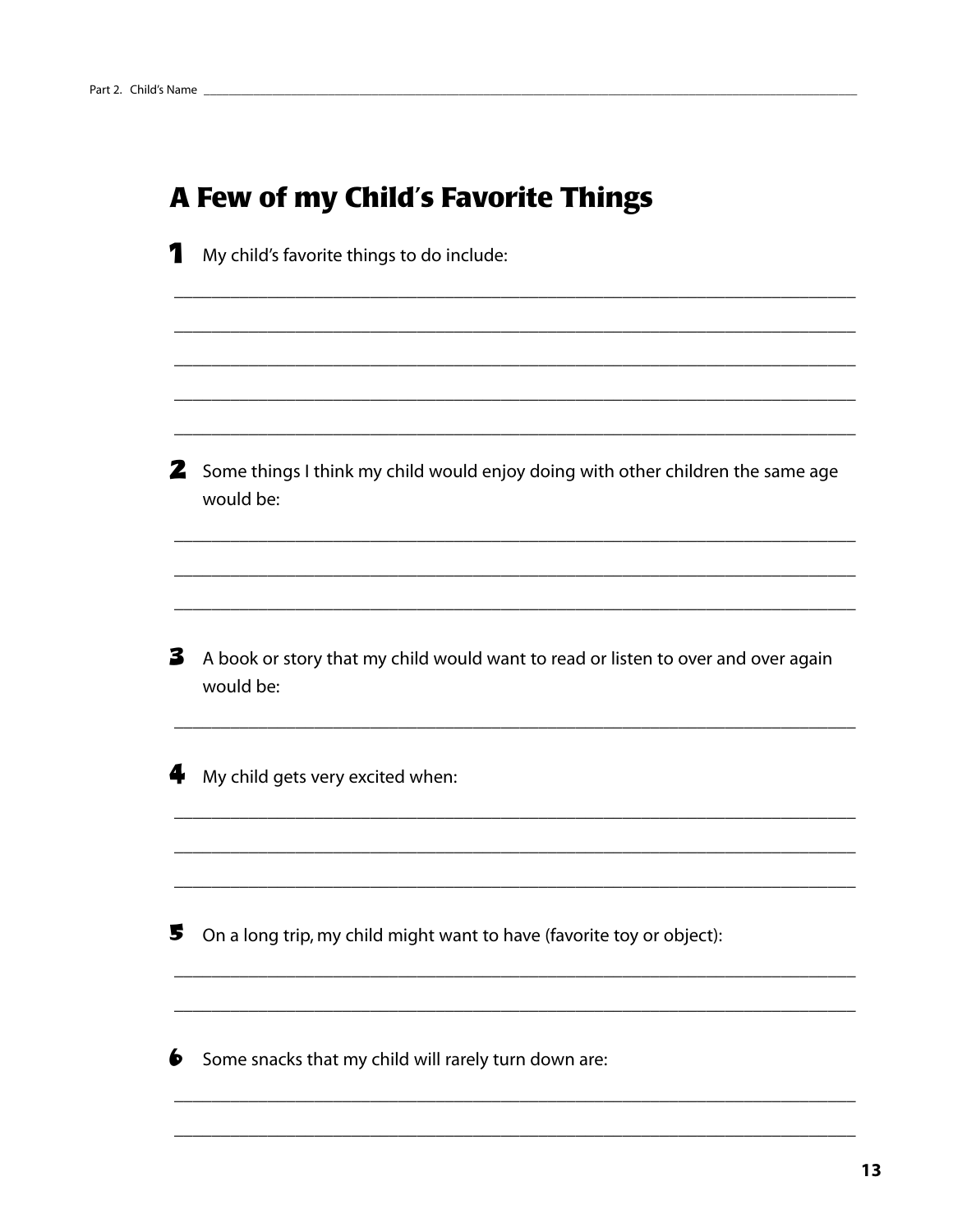## A Few of my Child's Favorite Things

1. My child's favorite things to do include:

______________________________________________________________________

______________________________________________________________________

______________________________________________________________________

______________________________________________________________________

______________________________________________________________________

2. Some things I think my child would enjoy doing with other children the same age would be:

______________________________________________________________________

______________________________________________________________________

______________________________________________________________________

3. A book or story that my child would want to read or listen to over and over again would be:

______________________________________________________________________

4. My child gets very excited when:

______________________________________________________________________

______________________________________________________________________

______________________________________________________________________

5. On a long trip, my child might want to have (favorite toy or object):

______________________________________________________________________

______________________________________________________________________

6. Some snacks that my child will rarely turn down are:

______________________________________________________________________

______________________________________________________________________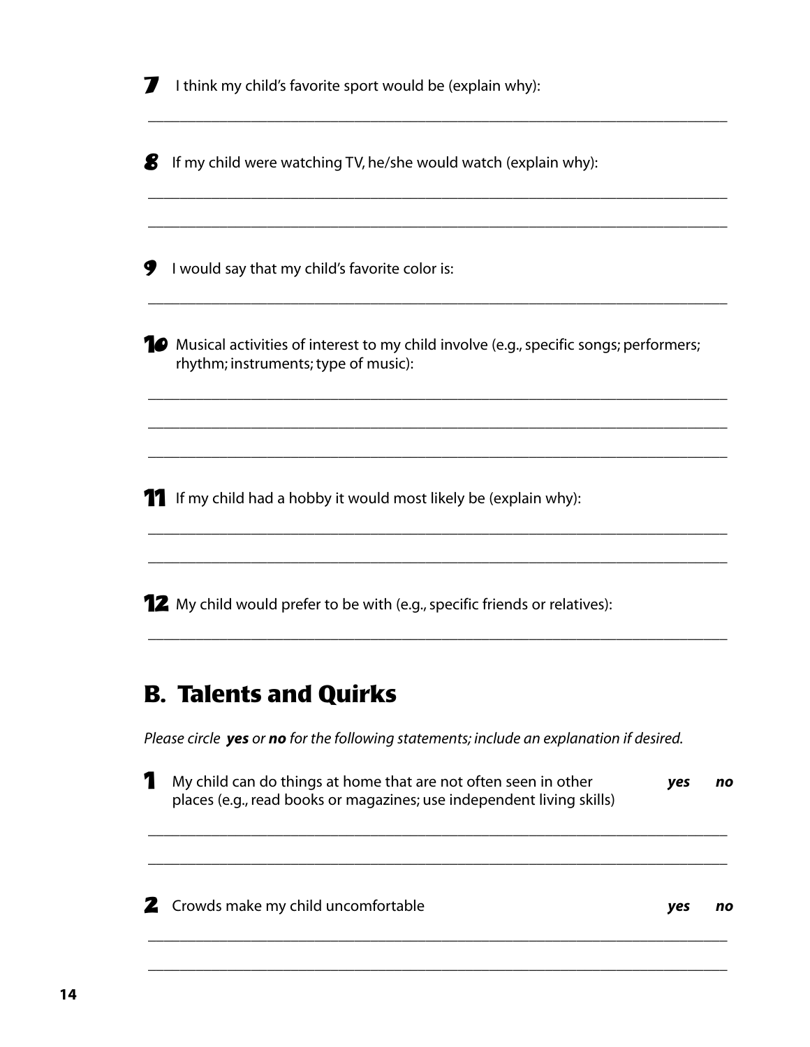7. I think my child's favorite sport would be (explain why):

___________________________________________________________________________

8. If my child were watching TV, he/she would watch (explain why):

___________________________________________________________________________

___________________________________________________________________________

9. I would say that my child's favorite color is:

___________________________________________________________________________

10. Musical activities of interest to my child involve (e.g., specific songs; performers; rhythm; instruments; type of music):

___________________________________________________________________________

___________________________________________________________________________

___________________________________________________________________________

11. If my child had a hobby it would most likely be (explain why):

___________________________________________________________________________

___________________________________________________________________________

12. My child would prefer to be with (e.g., specific friends or relatives):

___________________________________________________________________________

## B. Talents and Quirks

*Please circle **yes** or **no** for the following statements; include an explanation if desired.*

1. My child can do things at home that are not often seen in other places (e.g., read books or magazines; use independent living skills) ***yes*** ***no***

___________________________________________________________________________

___________________________________________________________________________

2. Crowds make my child uncomfortable ***yes*** ***no***

___________________________________________________________________________

___________________________________________________________________________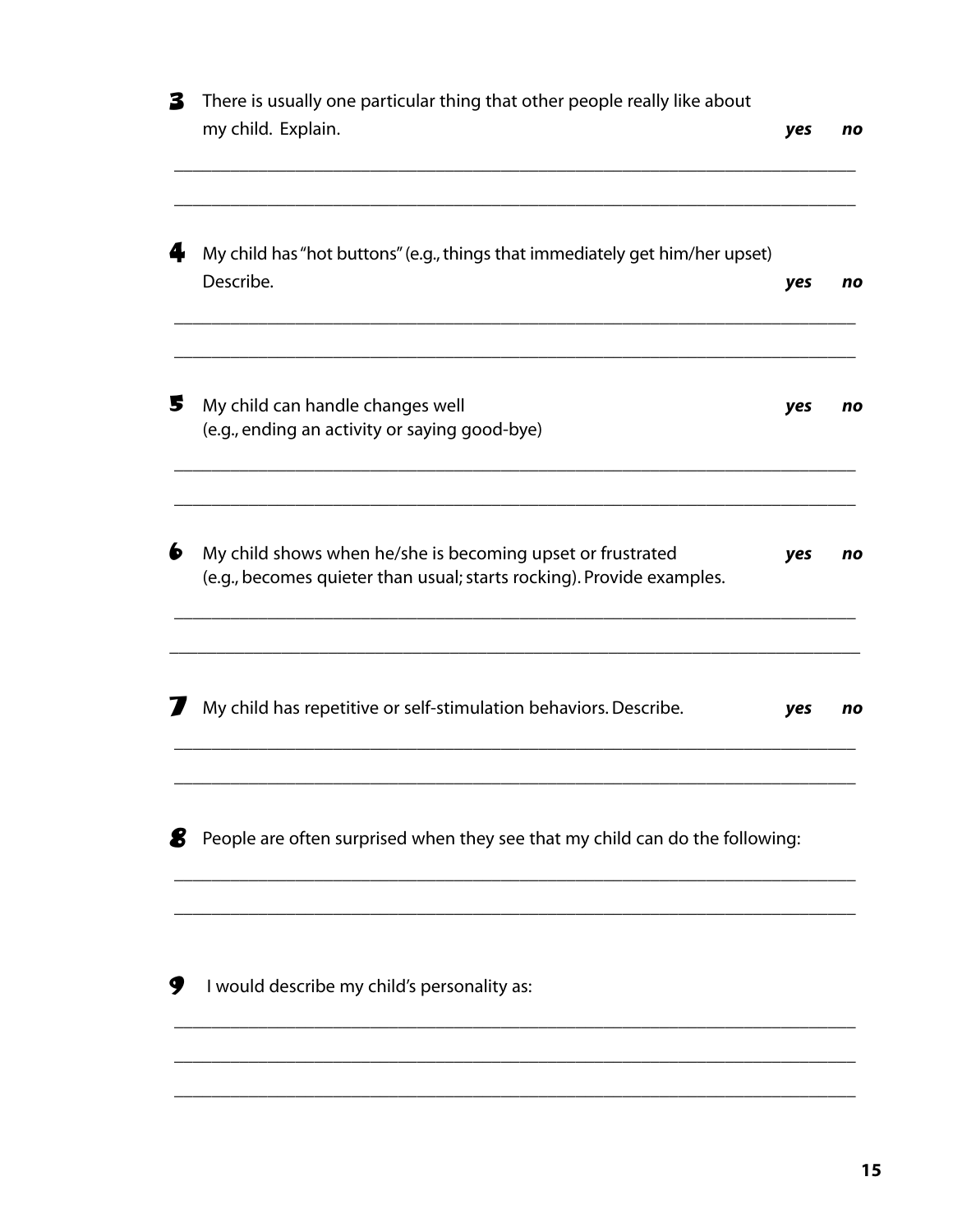3. There is usually one particular thing that other people really like about my child. Explain. ***yes*** ***no***

_______________________________________________________________________________

_______________________________________________________________________________

4. My child has "hot buttons" (e.g., things that immediately get him/her upset) Describe. ***yes*** ***no***

_______________________________________________________________________________

_______________________________________________________________________________

5. My child can handle changes well (e.g., ending an activity or saying good-bye) ***yes*** ***no***

_______________________________________________________________________________

_______________________________________________________________________________

6. My child shows when he/she is becoming upset or frustrated (e.g., becomes quieter than usual; starts rocking). Provide examples. ***yes*** ***no***

_______________________________________________________________________________

_______________________________________________________________________________

7. My child has repetitive or self-stimulation behaviors. Describe. ***yes*** ***no***

_______________________________________________________________________________

_______________________________________________________________________________

8. People are often surprised when they see that my child can do the following:

_______________________________________________________________________________

_______________________________________________________________________________

9. I would describe my child's personality as:

_______________________________________________________________________________

_______________________________________________________________________________

_______________________________________________________________________________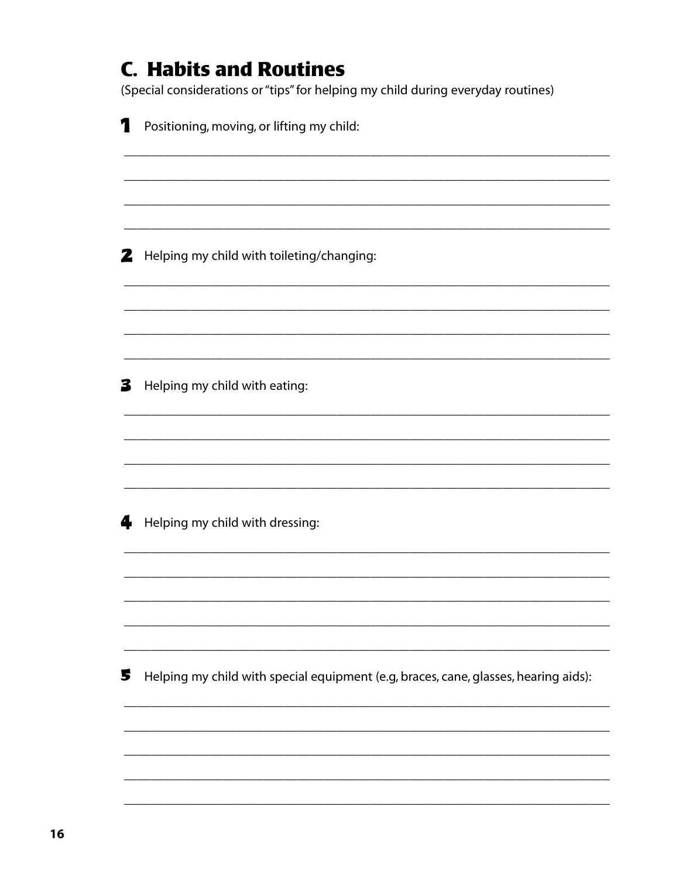## C. Habits and Routines

(Special considerations or "tips" for helping my child during everyday routines)

1. Positioning, moving, or lifting my child:

___________________________________________________________________________

___________________________________________________________________________

___________________________________________________________________________

___________________________________________________________________________

2. Helping my child with toileting/changing:

___________________________________________________________________________

___________________________________________________________________________

___________________________________________________________________________

___________________________________________________________________________

3. Helping my child with eating:

___________________________________________________________________________

___________________________________________________________________________

___________________________________________________________________________

___________________________________________________________________________

4. Helping my child with dressing:

___________________________________________________________________________

___________________________________________________________________________

___________________________________________________________________________

___________________________________________________________________________

___________________________________________________________________________

5. Helping my child with special equipment (e.g, braces, cane, glasses, hearing aids):

___________________________________________________________________________

___________________________________________________________________________

___________________________________________________________________________

___________________________________________________________________________

___________________________________________________________________________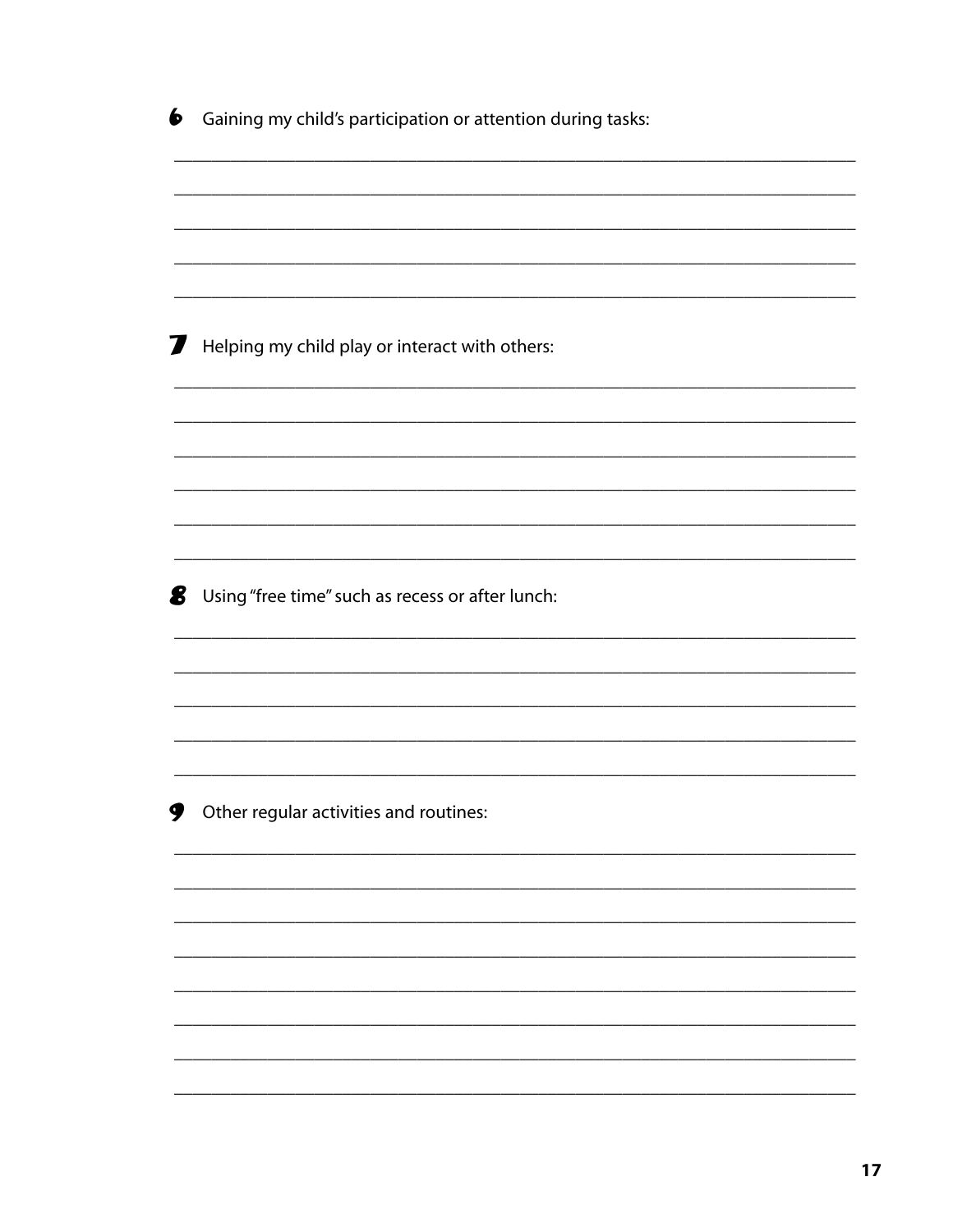6. Gaining my child's participation or attention during tasks:

______________________________________________________________________

______________________________________________________________________

______________________________________________________________________

______________________________________________________________________

______________________________________________________________________

7. Helping my child play or interact with others:

______________________________________________________________________

______________________________________________________________________

______________________________________________________________________

______________________________________________________________________

______________________________________________________________________

______________________________________________________________________

8. Using "free time" such as recess or after lunch:

______________________________________________________________________

______________________________________________________________________

______________________________________________________________________

______________________________________________________________________

______________________________________________________________________

9. Other regular activities and routines:

______________________________________________________________________

______________________________________________________________________

______________________________________________________________________

______________________________________________________________________

______________________________________________________________________

______________________________________________________________________

______________________________________________________________________

______________________________________________________________________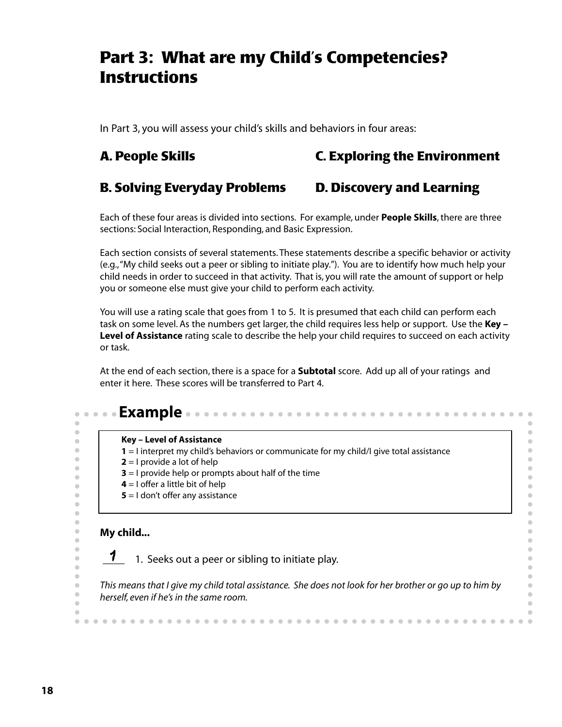# Part 3: What are my Child's Competencies? Instructions

In Part 3, you will assess your child's skills and behaviors in four areas:

## A. People Skills

## B. Solving Everyday Problems

## C. Exploring the Environment

## D. Discovery and Learning

Each of these four areas is divided into sections. For example, under **People Skills**, there are three sections: Social Interaction, Responding, and Basic Expression.

Each section consists of several statements. These statements describe a specific behavior or activity (e.g., "My child seeks out a peer or sibling to initiate play."). You are to identify how much help your child needs in order to succeed in that activity. That is, you will rate the amount of support or help you or someone else must give your child to perform each activity.

You will use a rating scale that goes from 1 to 5. It is presumed that each child can perform each task on some level. As the numbers get larger, the child requires less help or support. Use the **Key – Level of Assistance** rating scale to describe the help your child requires to succeed on each activity or task.

At the end of each section, there is a space for a **Subtotal** score. Add up all of your ratings and enter it here. These scores will be transferred to Part 4.

## Example

**Key – Level of Assistance**

**1** = I interpret my child's behaviors or communicate for my child/I give total assistance
**2** = I provide a lot of help
**3** = I provide help or prompts about half of the time
**4** = I offer a little bit of help
**5** = I don't offer any assistance

**My child...**

__1__ 1. Seeks out a peer or sibling to initiate play.

*This means that I give my child total assistance. She does not look for her brother or go up to him by herself, even if he's in the same room.*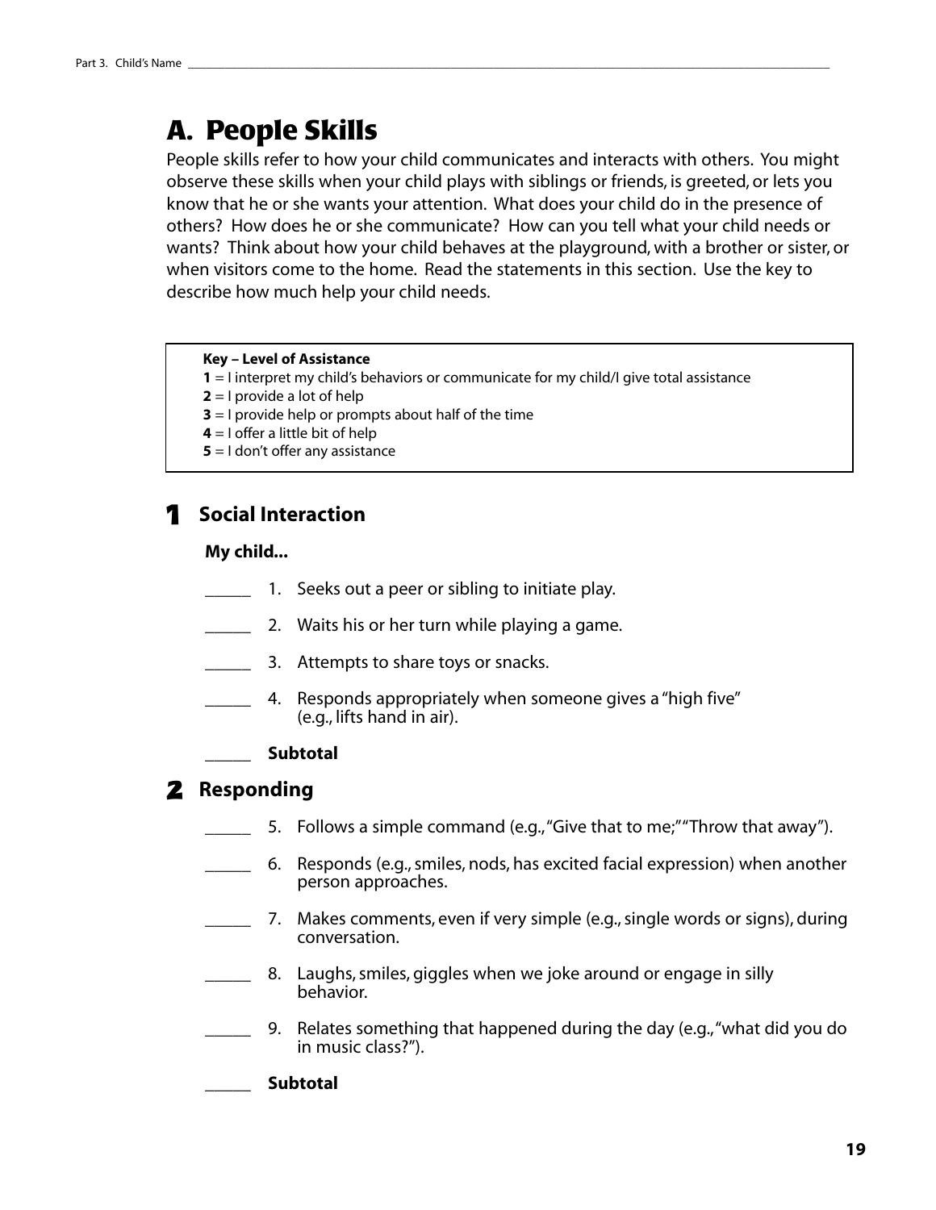Part 3. Child's Name ______________________________________________

# A. People Skills

People skills refer to how your child communicates and interacts with others. You might observe these skills when your child plays with siblings or friends, is greeted, or lets you know that he or she wants your attention. What does your child do in the presence of others? How does he or she communicate? How can you tell what your child needs or wants? Think about how your child behaves at the playground, with a brother or sister, or when visitors come to the home. Read the statements in this section. Use the key to describe how much help your child needs.

> **Key – Level of Assistance**
> **1** = I interpret my child's behaviors or communicate for my child/I give total assistance
> **2** = I provide a lot of help
> **3** = I provide help or prompts about half of the time
> **4** = I offer a little bit of help
> **5** = I don't offer any assistance

## 1 Social Interaction

**My child...**

_____ 1. Seeks out a peer or sibling to initiate play.

_____ 2. Waits his or her turn while playing a game.

_____ 3. Attempts to share toys or snacks.

_____ 4. Responds appropriately when someone gives a "high five" (e.g., lifts hand in air).

_____ **Subtotal**

## 2 Responding

_____ 5. Follows a simple command (e.g., "Give that to me;" "Throw that away").

_____ 6. Responds (e.g., smiles, nods, has excited facial expression) when another person approaches.

_____ 7. Makes comments, even if very simple (e.g., single words or signs), during conversation.

_____ 8. Laughs, smiles, giggles when we joke around or engage in silly behavior.

_____ 9. Relates something that happened during the day (e.g., "what did you do in music class?").

_____ **Subtotal**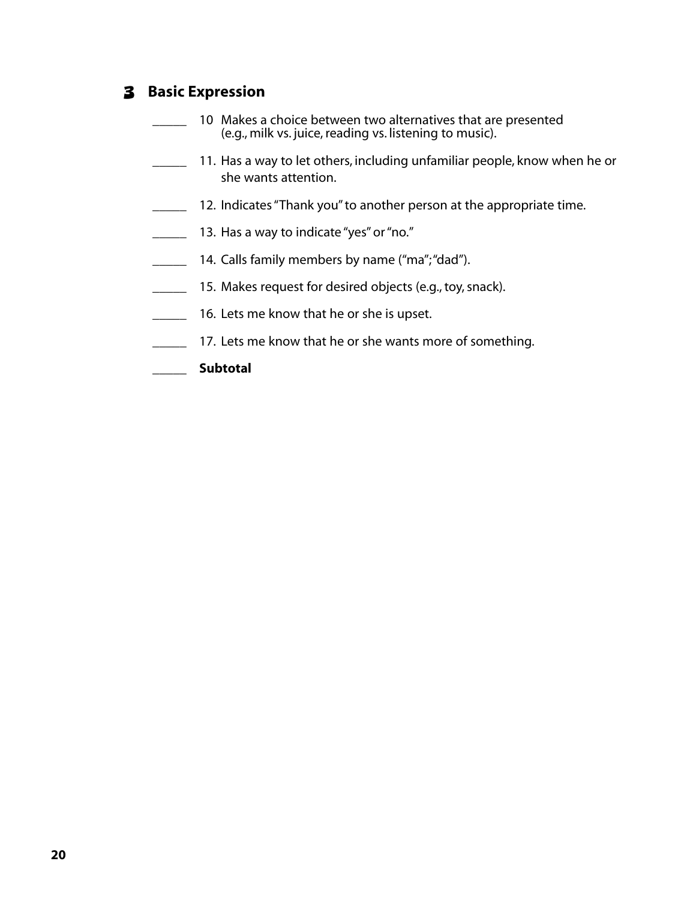## 3 Basic Expression

_____ 10 Makes a choice between two alternatives that are presented (e.g., milk vs. juice, reading vs. listening to music).

_____ 11. Has a way to let others, including unfamiliar people, know when he or she wants attention.

_____ 12. Indicates "Thank you" to another person at the appropriate time.

_____ 13. Has a way to indicate "yes" or "no."

_____ 14. Calls family members by name ("ma"; "dad").

_____ 15. Makes request for desired objects (e.g., toy, snack).

_____ 16. Lets me know that he or she is upset.

_____ 17. Lets me know that he or she wants more of something.

_____ **Subtotal**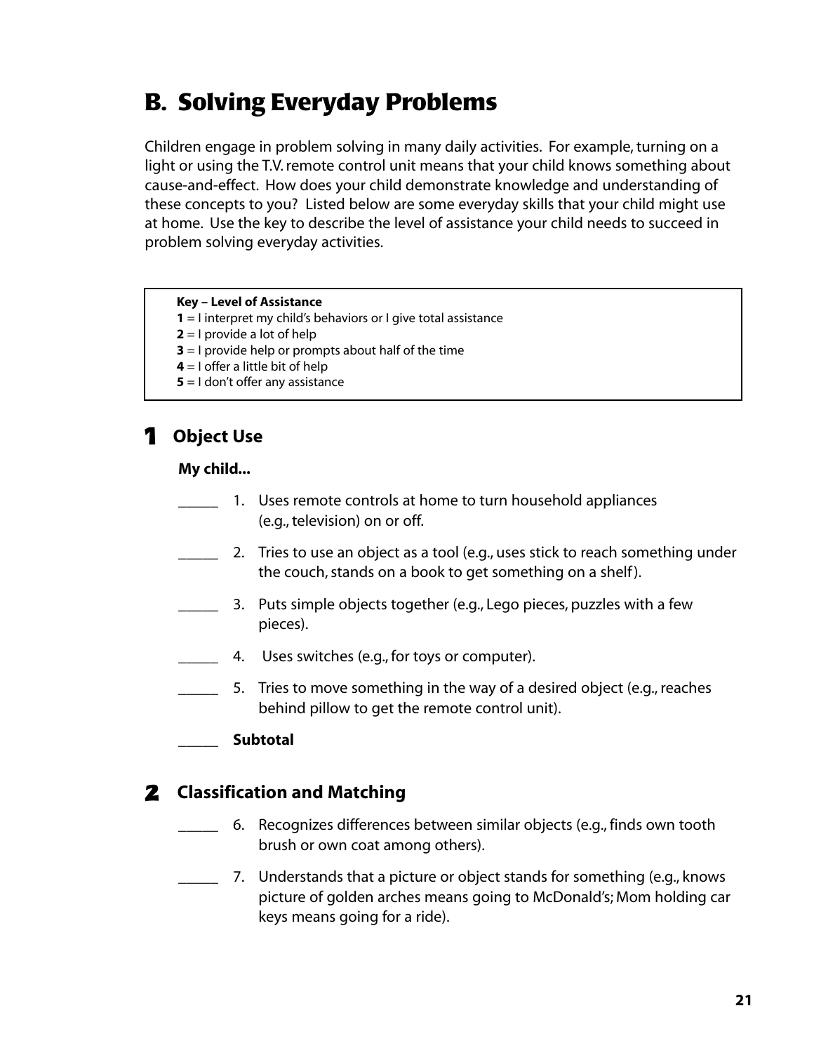## B. Solving Everyday Problems

Children engage in problem solving in many daily activities. For example, turning on a light or using the T.V. remote control unit means that your child knows something about cause-and-effect. How does your child demonstrate knowledge and understanding of these concepts to you? Listed below are some everyday skills that your child might use at home. Use the key to describe the level of assistance your child needs to succeed in problem solving everyday activities.

**Key – Level of Assistance**
**1** = I interpret my child's behaviors or I give total assistance
**2** = I provide a lot of help
**3** = I provide help or prompts about half of the time
**4** = I offer a little bit of help
**5** = I don't offer any assistance

### 1 Object Use

**My child...**

_____ 1. Uses remote controls at home to turn household appliances (e.g., television) on or off.

_____ 2. Tries to use an object as a tool (e.g., uses stick to reach something under the couch, stands on a book to get something on a shelf).

_____ 3. Puts simple objects together (e.g., Lego pieces, puzzles with a few pieces).

_____ 4. Uses switches (e.g., for toys or computer).

_____ 5. Tries to move something in the way of a desired object (e.g., reaches behind pillow to get the remote control unit).

_____ **Subtotal**

### 2 Classification and Matching

_____ 6. Recognizes differences between similar objects (e.g., finds own tooth brush or own coat among others).

_____ 7. Understands that a picture or object stands for something (e.g., knows picture of golden arches means going to McDonald's; Mom holding car keys means going for a ride).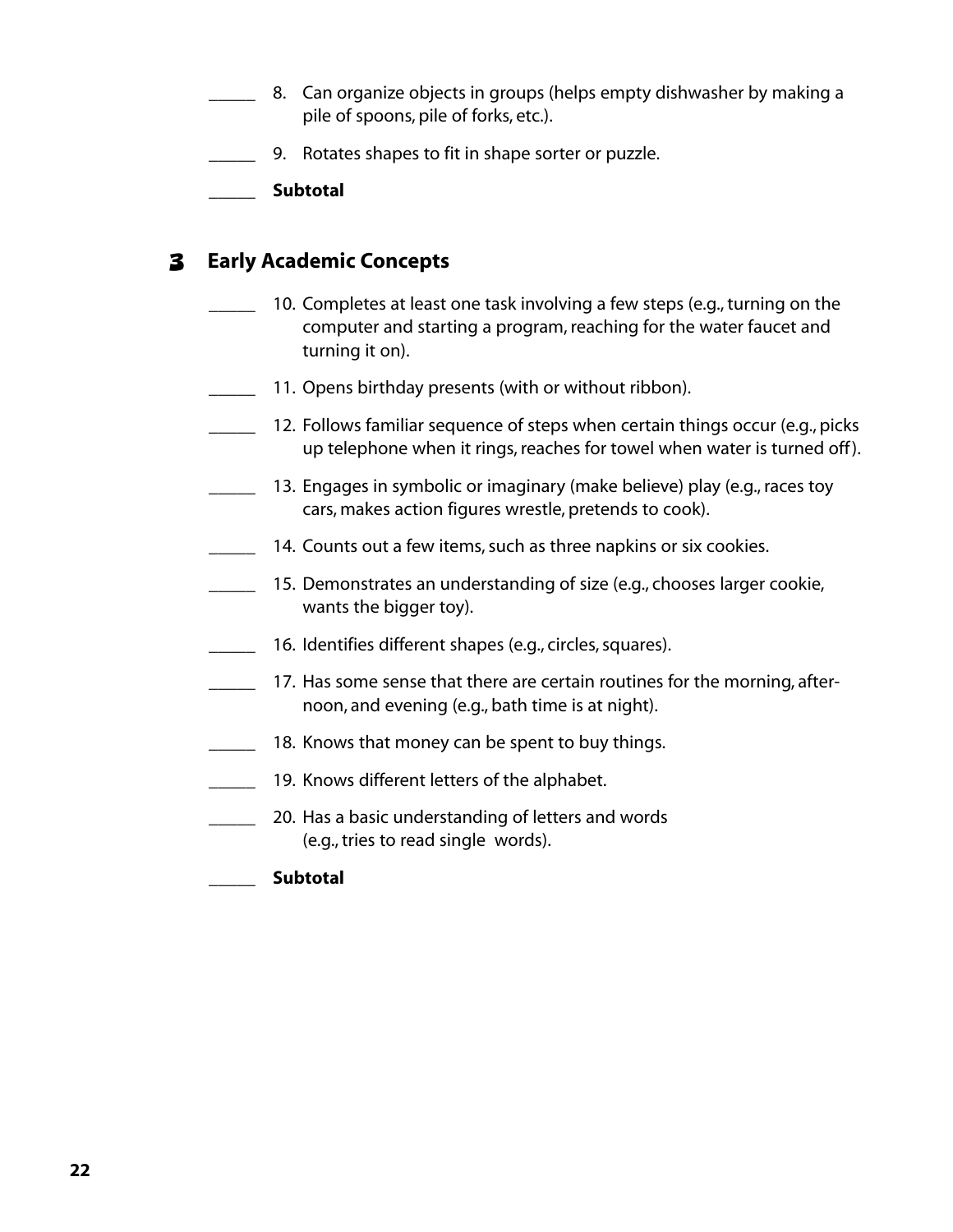_____ 8. Can organize objects in groups (helps empty dishwasher by making a pile of spoons, pile of forks, etc.).

_____ 9. Rotates shapes to fit in shape sorter or puzzle.

_____ **Subtotal**

## 3 Early Academic Concepts

_____ 10. Completes at least one task involving a few steps (e.g., turning on the computer and starting a program, reaching for the water faucet and turning it on).

_____ 11. Opens birthday presents (with or without ribbon).

_____ 12. Follows familiar sequence of steps when certain things occur (e.g., picks up telephone when it rings, reaches for towel when water is turned off).

_____ 13. Engages in symbolic or imaginary (make believe) play (e.g., races toy cars, makes action figures wrestle, pretends to cook).

_____ 14. Counts out a few items, such as three napkins or six cookies.

_____ 15. Demonstrates an understanding of size (e.g., chooses larger cookie, wants the bigger toy).

_____ 16. Identifies different shapes (e.g., circles, squares).

_____ 17. Has some sense that there are certain routines for the morning, afternoon, and evening (e.g., bath time is at night).

_____ 18. Knows that money can be spent to buy things.

_____ 19. Knows different letters of the alphabet.

_____ 20. Has a basic understanding of letters and words (e.g., tries to read single words).

_____ **Subtotal**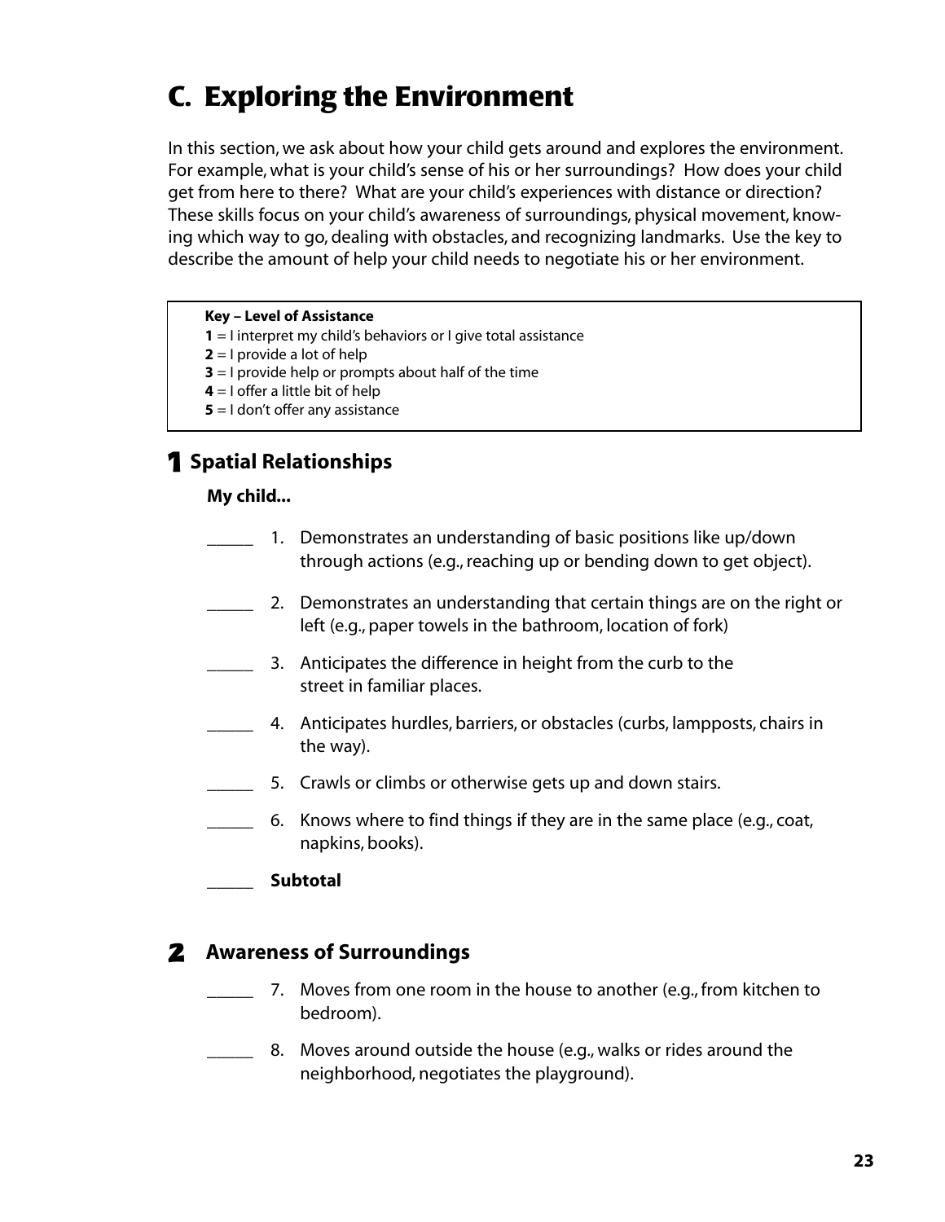# C. Exploring the Environment

In this section, we ask about how your child gets around and explores the environment. For example, what is your child's sense of his or her surroundings? How does your child get from here to there? What are your child's experiences with distance or direction? These skills focus on your child's awareness of surroundings, physical movement, knowing which way to go, dealing with obstacles, and recognizing landmarks. Use the key to describe the amount of help your child needs to negotiate his or her environment.

**Key – Level of Assistance**
**1** = I interpret my child's behaviors or I give total assistance
**2** = I provide a lot of help
**3** = I provide help or prompts about half of the time
**4** = I offer a little bit of help
**5** = I don't offer any assistance

## 1 Spatial Relationships

**My child...**

_____ 1. Demonstrates an understanding of basic positions like up/down through actions (e.g., reaching up or bending down to get object).

_____ 2. Demonstrates an understanding that certain things are on the right or left (e.g., paper towels in the bathroom, location of fork)

_____ 3. Anticipates the difference in height from the curb to the street in familiar places.

_____ 4. Anticipates hurdles, barriers, or obstacles (curbs, lampposts, chairs in the way).

_____ 5. Crawls or climbs or otherwise gets up and down stairs.

_____ 6. Knows where to find things if they are in the same place (e.g., coat, napkins, books).

_____ **Subtotal**

## 2 Awareness of Surroundings

_____ 7. Moves from one room in the house to another (e.g., from kitchen to bedroom).

_____ 8. Moves around outside the house (e.g., walks or rides around the neighborhood, negotiates the playground).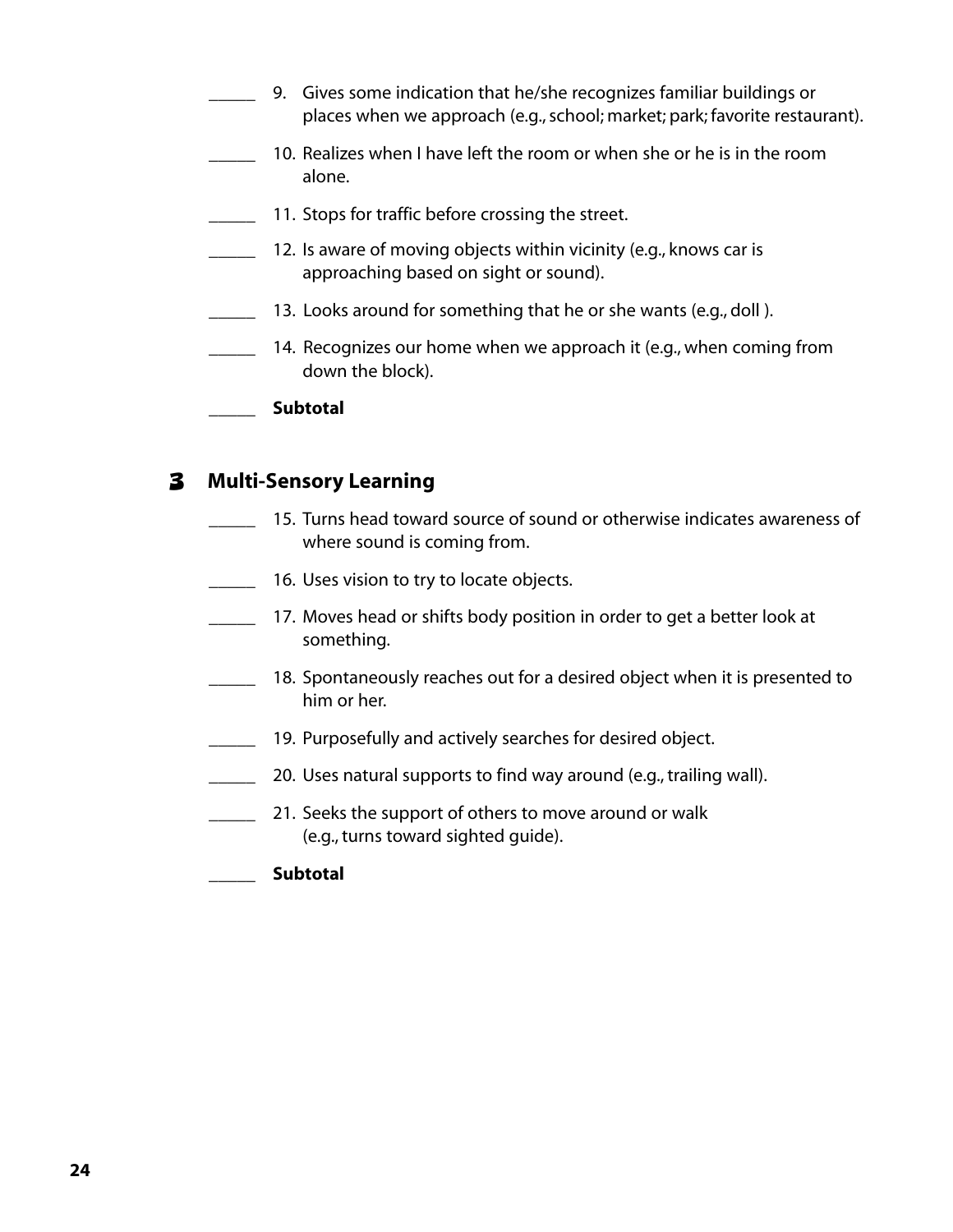_____ 9. Gives some indication that he/she recognizes familiar buildings or places when we approach (e.g., school; market; park; favorite restaurant).

_____ 10. Realizes when I have left the room or when she or he is in the room alone.

_____ 11. Stops for traffic before crossing the street.

_____ 12. Is aware of moving objects within vicinity (e.g., knows car is approaching based on sight or sound).

_____ 13. Looks around for something that he or she wants (e.g., doll ).

_____ 14. Recognizes our home when we approach it (e.g., when coming from down the block).

_____ **Subtotal**

## 3 Multi-Sensory Learning

_____ 15. Turns head toward source of sound or otherwise indicates awareness of where sound is coming from.

_____ 16. Uses vision to try to locate objects.

_____ 17. Moves head or shifts body position in order to get a better look at something.

_____ 18. Spontaneously reaches out for a desired object when it is presented to him or her.

_____ 19. Purposefully and actively searches for desired object.

_____ 20. Uses natural supports to find way around (e.g., trailing wall).

_____ 21. Seeks the support of others to move around or walk (e.g., turns toward sighted guide).

_____ **Subtotal**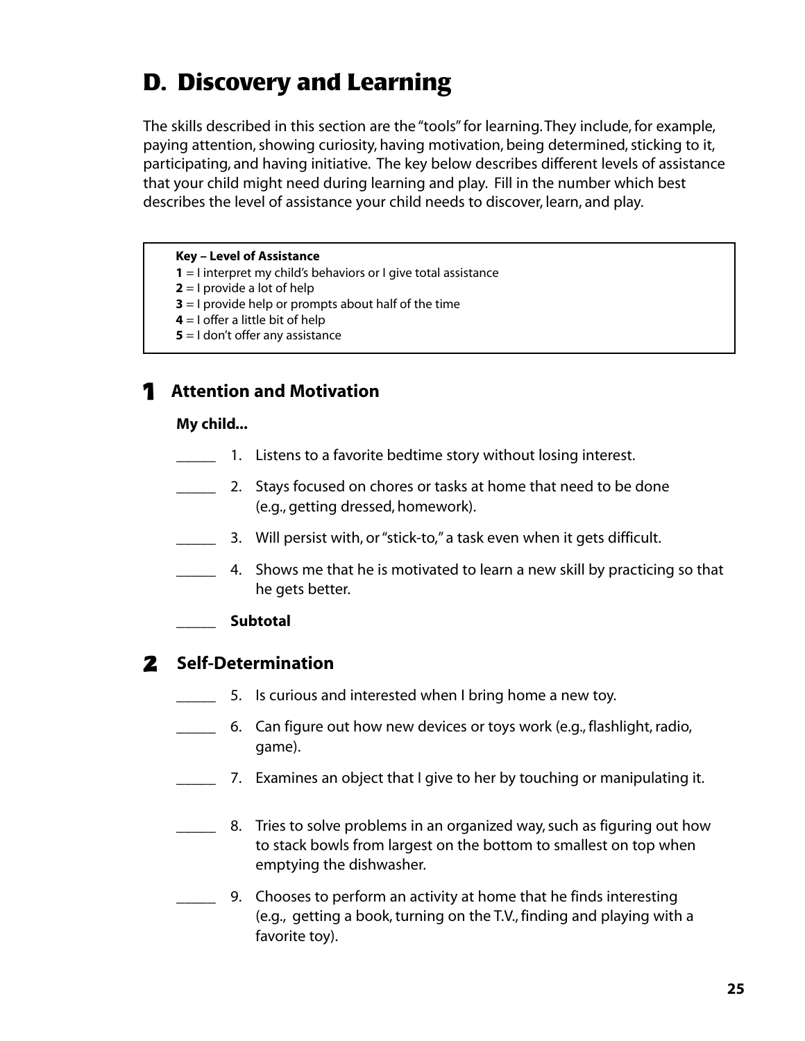# D. Discovery and Learning

The skills described in this section are the "tools" for learning. They include, for example, paying attention, showing curiosity, having motivation, being determined, sticking to it, participating, and having initiative. The key below describes different levels of assistance that your child might need during learning and play. Fill in the number which best describes the level of assistance your child needs to discover, learn, and play.

**Key – Level of Assistance**
**1** = I interpret my child's behaviors or I give total assistance
**2** = I provide a lot of help
**3** = I provide help or prompts about half of the time
**4** = I offer a little bit of help
**5** = I don't offer any assistance

## 1 Attention and Motivation

**My child...**

_____ 1. Listens to a favorite bedtime story without losing interest.

_____ 2. Stays focused on chores or tasks at home that need to be done (e.g., getting dressed, homework).

_____ 3. Will persist with, or "stick-to," a task even when it gets difficult.

_____ 4. Shows me that he is motivated to learn a new skill by practicing so that he gets better.

_____ **Subtotal**

## 2 Self-Determination

_____ 5. Is curious and interested when I bring home a new toy.

_____ 6. Can figure out how new devices or toys work (e.g., flashlight, radio, game).

_____ 7. Examines an object that I give to her by touching or manipulating it.

_____ 8. Tries to solve problems in an organized way, such as figuring out how to stack bowls from largest on the bottom to smallest on top when emptying the dishwasher.

_____ 9. Chooses to perform an activity at home that he finds interesting (e.g., getting a book, turning on the T.V., finding and playing with a favorite toy).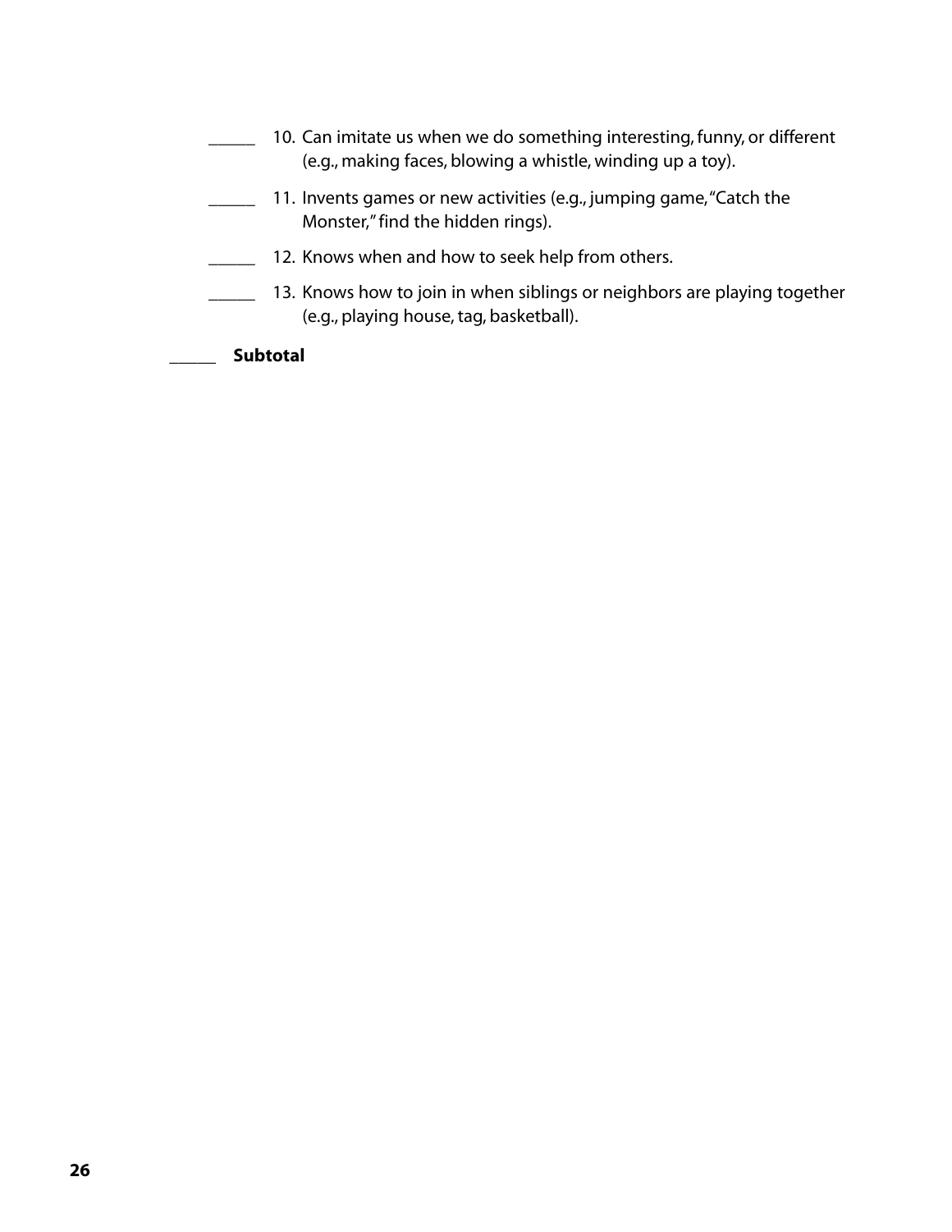_____ 10. Can imitate us when we do something interesting, funny, or different (e.g., making faces, blowing a whistle, winding up a toy).

_____ 11. Invents games or new activities (e.g., jumping game, "Catch the Monster," find the hidden rings).

_____ 12. Knows when and how to seek help from others.

_____ 13. Knows how to join in when siblings or neighbors are playing together (e.g., playing house, tag, basketball).

_____ **Subtotal**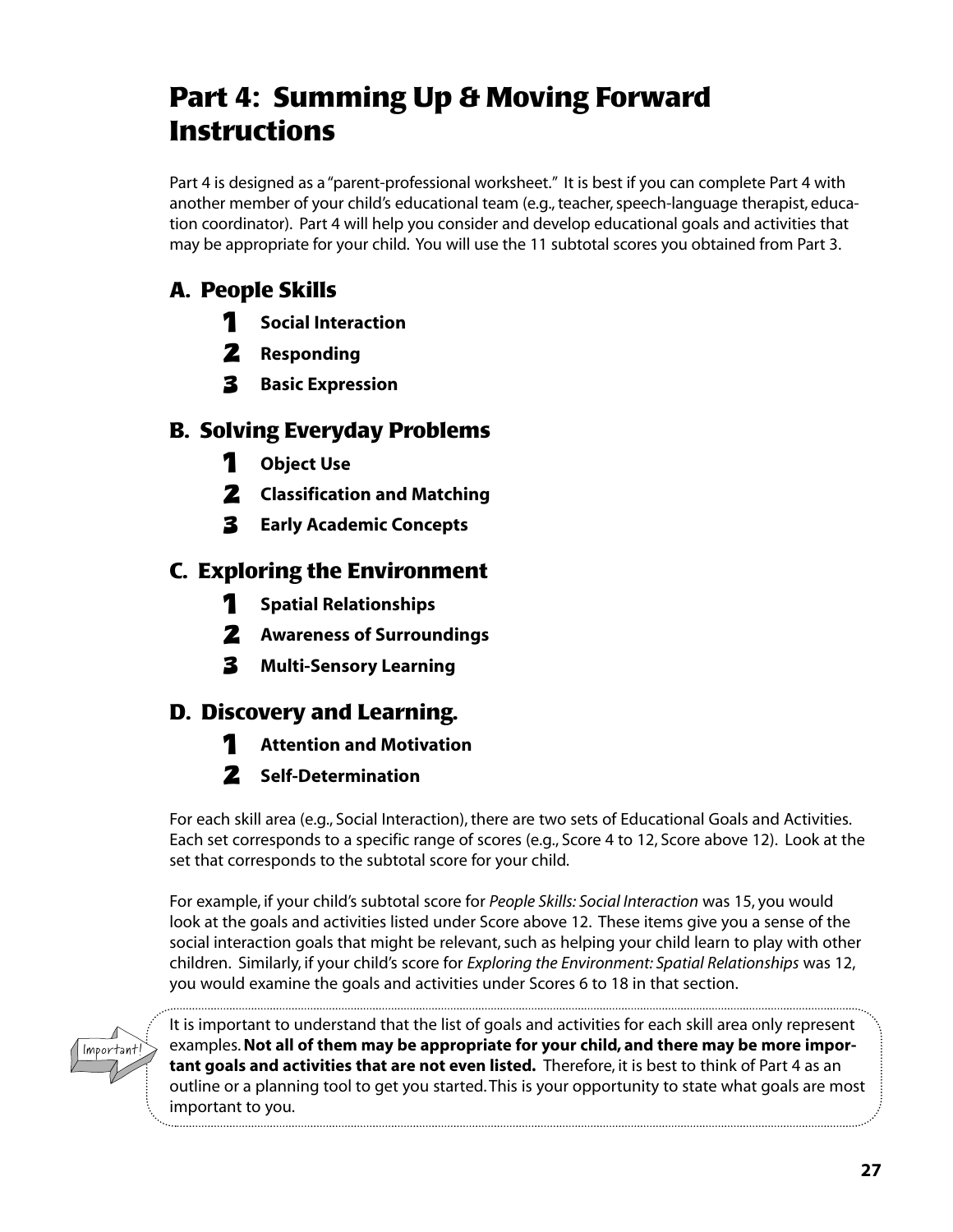# Part 4: Summing Up & Moving Forward Instructions

Part 4 is designed as a "parent-professional worksheet." It is best if you can complete Part 4 with another member of your child's educational team (e.g., teacher, speech-language therapist, education coordinator). Part 4 will help you consider and develop educational goals and activities that may be appropriate for your child. You will use the 11 subtotal scores you obtained from Part 3.

## A. People Skills

1. **Social Interaction**
2. **Responding**
3. **Basic Expression**

## B. Solving Everyday Problems

1. **Object Use**
2. **Classification and Matching**
3. **Early Academic Concepts**

## C. Exploring the Environment

1. **Spatial Relationships**
2. **Awareness of Surroundings**
3. **Multi-Sensory Learning**

## D. Discovery and Learning.

1. **Attention and Motivation**
2. **Self-Determination**

For each skill area (e.g., Social Interaction), there are two sets of Educational Goals and Activities. Each set corresponds to a specific range of scores (e.g., Score 4 to 12, Score above 12). Look at the set that corresponds to the subtotal score for your child.

For example, if your child's subtotal score for *People Skills: Social Interaction* was 15, you would look at the goals and activities listed under Score above 12. These items give you a sense of the social interaction goals that might be relevant, such as helping your child learn to play with other children. Similarly, if your child's score for *Exploring the Environment: Spatial Relationships* was 12, you would examine the goals and activities under Scores 6 to 18 in that section.

Important!

It is important to understand that the list of goals and activities for each skill area only represent examples. **Not all of them may be appropriate for your child, and there may be more important goals and activities that are not even listed.** Therefore, it is best to think of Part 4 as an outline or a planning tool to get you started. This is your opportunity to state what goals are most important to you.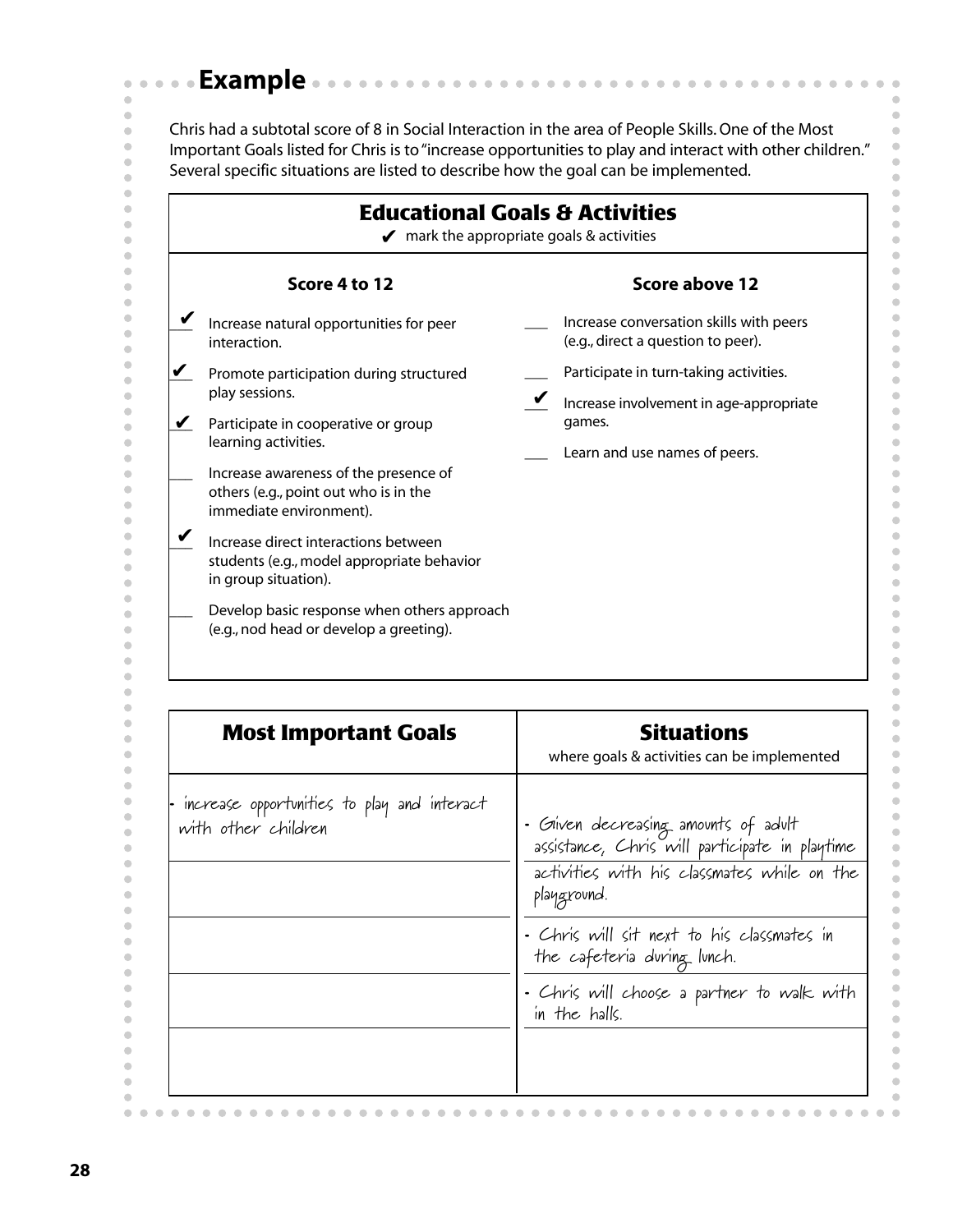## Example

Chris had a subtotal score of 8 in Social Interaction in the area of People Skills. One of the Most Important Goals listed for Chris is to "increase opportunities to play and interact with other children." Several specific situations are listed to describe how the goal can be implemented.

### Educational Goals & Activities

✔ mark the appropriate goals & activities

**Score 4 to 12**

- ✔ Increase natural opportunities for peer interaction.
- ✔ Promote participation during structured play sessions.
- ✔ Participate in cooperative or group learning activities.
- ___ Increase awareness of the presence of others (e.g., point out who is in the immediate environment).
- ✔ Increase direct interactions between students (e.g., model appropriate behavior in group situation).
- ___ Develop basic response when others approach (e.g., nod head or develop a greeting).

**Score above 12**

- ___ Increase conversation skills with peers (e.g., direct a question to peer).
- ___ Participate in turn-taking activities.
- ✔ Increase involvement in age-appropriate games.
- ___ Learn and use names of peers.

| Most Important Goals | Situations where goals & activities can be implemented |
|---|---|
| • increase opportunities to play and interact with other children | • Given decreasing amounts of adult assistance, Chris will participate in playtime activities with his classmates while on the playground. |
| | • Chris will sit next to his classmates in the cafeteria during lunch. |
| | • Chris will choose a partner to walk with in the halls. |
| | |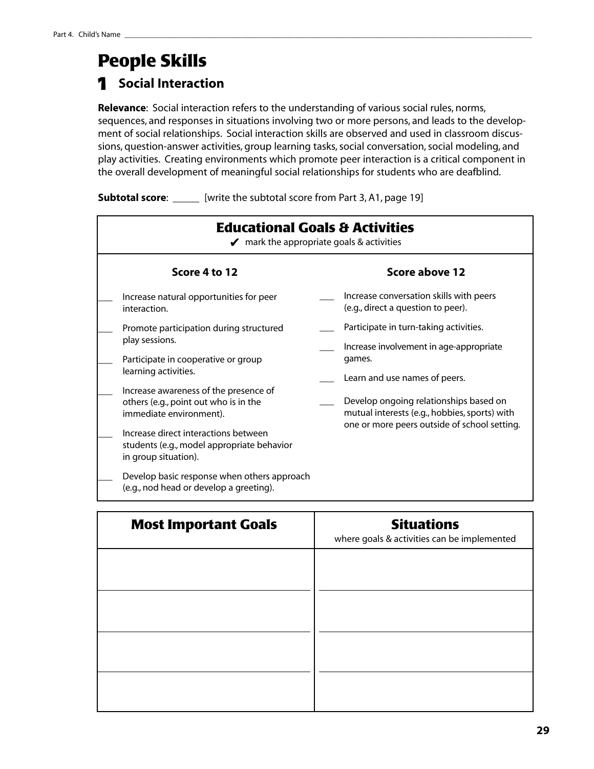Part 4. Child's Name ___________________________________________

# People Skills

## 1 Social Interaction

**Relevance**: Social interaction refers to the understanding of various social rules, norms, sequences, and responses in situations involving two or more persons, and leads to the development of social relationships. Social interaction skills are observed and used in classroom discussions, question-answer activities, group learning tasks, social conversation, social modeling, and play activities. Creating environments which promote peer interaction is a critical component in the overall development of meaningful social relationships for students who are deafblind.

**Subtotal score**: _____ [write the subtotal score from Part 3, A1, page 19]

### Educational Goals & Activities

✔ mark the appropriate goals & activities

**Score 4 to 12**

- ___ Increase natural opportunities for peer interaction.
- ___ Promote participation during structured play sessions.
- ___ Participate in cooperative or group learning activities.
- ___ Increase awareness of the presence of others (e.g., point out who is in the immediate environment).
- ___ Increase direct interactions between students (e.g., model appropriate behavior in group situation).
- ___ Develop basic response when others approach (e.g., nod head or develop a greeting).

**Score above 12**

- ___ Increase conversation skills with peers (e.g., direct a question to peer).
- ___ Participate in turn-taking activities.
- ___ Increase involvement in age-appropriate games.
- ___ Learn and use names of peers.
- ___ Develop ongoing relationships based on mutual interests (e.g., hobbies, sports) with one or more peers outside of school setting.

| Most Important Goals | Situations<br>where goals & activities can be implemented |
|---|---|
| | |
| | |
| | |
| | |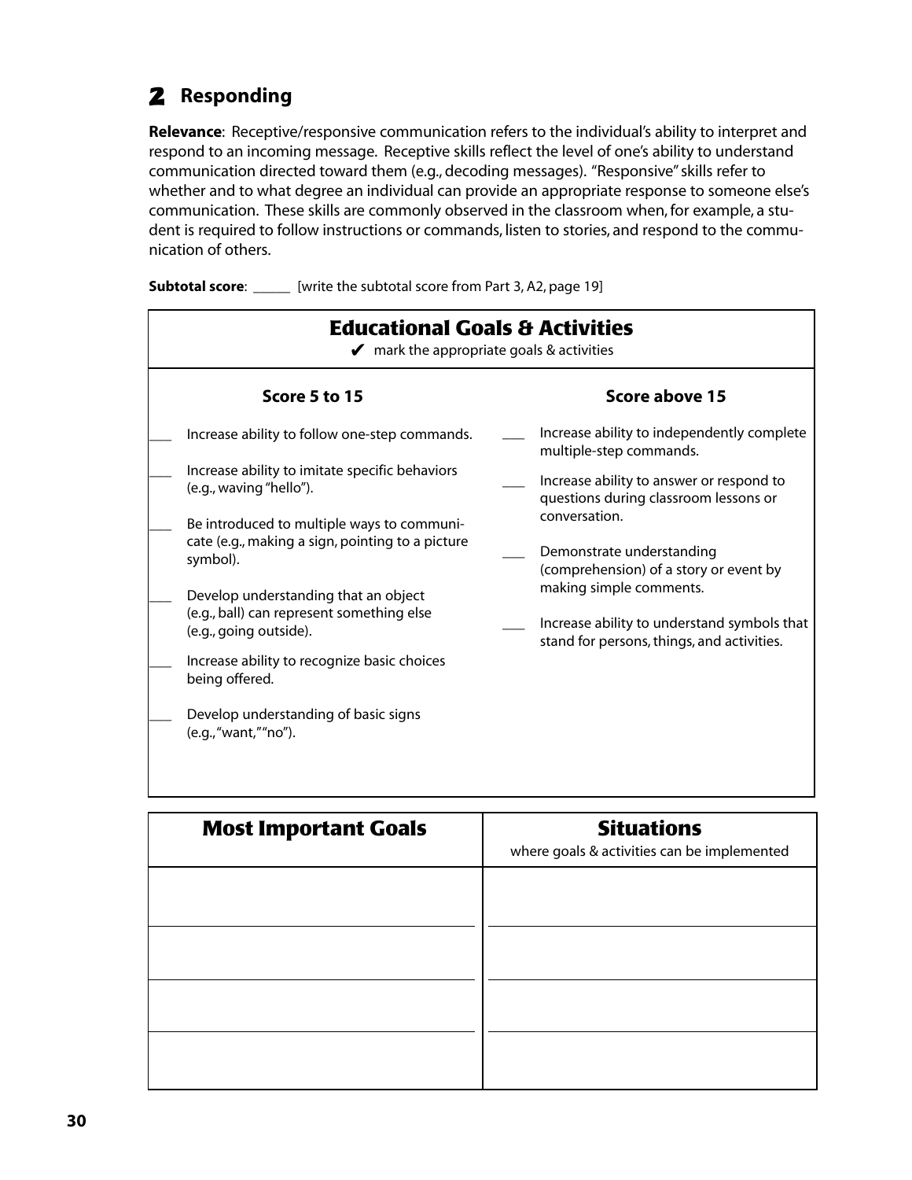## 2 Responding

**Relevance**: Receptive/responsive communication refers to the individual's ability to interpret and respond to an incoming message. Receptive skills reflect the level of one's ability to understand communication directed toward them (e.g., decoding messages). "Responsive" skills refer to whether and to what degree an individual can provide an appropriate response to someone else's communication. These skills are commonly observed in the classroom when, for example, a student is required to follow instructions or commands, listen to stories, and respond to the communication of others.

**Subtotal score**: _____ [write the subtotal score from Part 3, A2, page 19]

### Educational Goals & Activities

✔ mark the appropriate goals & activities

**Score 5 to 15**

- ___ Increase ability to follow one-step commands.
- ___ Increase ability to imitate specific behaviors (e.g., waving "hello").
- ___ Be introduced to multiple ways to communicate (e.g., making a sign, pointing to a picture symbol).
- ___ Develop understanding that an object (e.g., ball) can represent something else (e.g., going outside).
- ___ Increase ability to recognize basic choices being offered.
- ___ Develop understanding of basic signs (e.g., "want," "no").

**Score above 15**

- ___ Increase ability to independently complete multiple-step commands.
- ___ Increase ability to answer or respond to questions during classroom lessons or conversation.
- ___ Demonstrate understanding (comprehension) of a story or event by making simple comments.
- ___ Increase ability to understand symbols that stand for persons, things, and activities.

| Most Important Goals | Situations<br>where goals & activities can be implemented |
|---|---|
| | |
| | |
| | |
| | |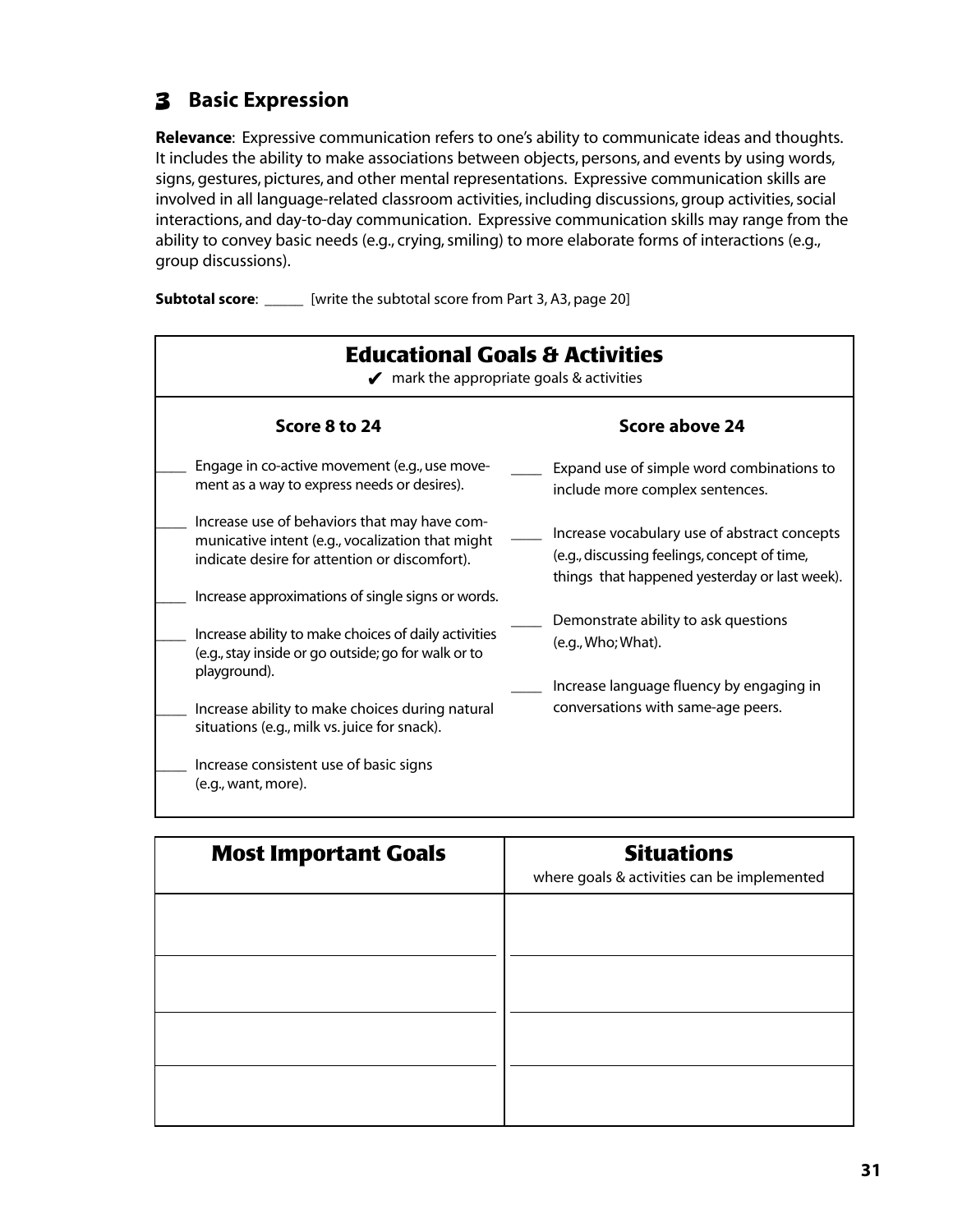## 3 Basic Expression

**Relevance**: Expressive communication refers to one's ability to communicate ideas and thoughts. It includes the ability to make associations between objects, persons, and events by using words, signs, gestures, pictures, and other mental representations. Expressive communication skills are involved in all language-related classroom activities, including discussions, group activities, social interactions, and day-to-day communication. Expressive communication skills may range from the ability to convey basic needs (e.g., crying, smiling) to more elaborate forms of interactions (e.g., group discussions).

**Subtotal score**: _____ [write the subtotal score from Part 3, A3, page 20]

### Educational Goals & Activities

✔ mark the appropriate goals & activities

| Score 8 to 24 | Score above 24 |
| --- | --- |
| ____ Engage in co-active movement (e.g., use movement as a way to express needs or desires). | ____ Expand use of simple word combinations to include more complex sentences. |
| ____ Increase use of behaviors that may have communicative intent (e.g., vocalization that might indicate desire for attention or discomfort). | ____ Increase vocabulary use of abstract concepts (e.g., discussing feelings, concept of time, things that happened yesterday or last week). |
| ____ Increase approximations of single signs or words. | ____ Demonstrate ability to ask questions (e.g., Who; What). |
| ____ Increase ability to make choices of daily activities (e.g., stay inside or go outside; go for walk or to playground). | ____ Increase language fluency by engaging in conversations with same-age peers. |
| ____ Increase ability to make choices during natural situations (e.g., milk vs. juice for snack). | |
| ____ Increase consistent use of basic signs (e.g., want, more). | |

| Most Important Goals | Situations<br>where goals & activities can be implemented |
| --- | --- |
| | |
| | |
| | |
| | |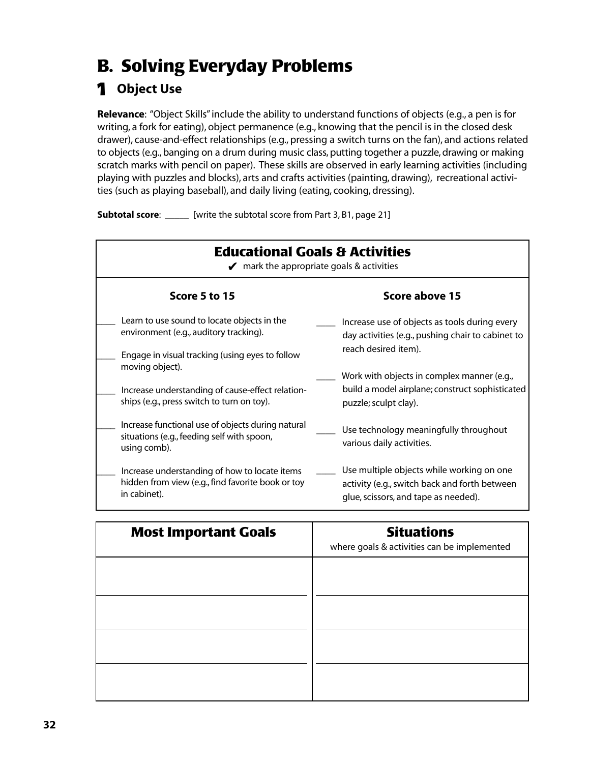# B. Solving Everyday Problems

## 1 Object Use

**Relevance**: "Object Skills" include the ability to understand functions of objects (e.g., a pen is for writing, a fork for eating), object permanence (e.g., knowing that the pencil is in the closed desk drawer), cause-and-effect relationships (e.g., pressing a switch turns on the fan), and actions related to objects (e.g., banging on a drum during music class, putting together a puzzle, drawing or making scratch marks with pencil on paper). These skills are observed in early learning activities (including playing with puzzles and blocks), arts and crafts activities (painting, drawing), recreational activities (such as playing baseball), and daily living (eating, cooking, dressing).

**Subtotal score**: _____ [write the subtotal score from Part 3, B1, page 21]

### Educational Goals & Activities

✔ mark the appropriate goals & activities

| Score 5 to 15 | Score above 15 |
|---|---|
| ____ Learn to use sound to locate objects in the environment (e.g., auditory tracking). | ____ Increase use of objects as tools during every day activities (e.g., pushing chair to cabinet to reach desired item). |
| ____ Engage in visual tracking (using eyes to follow moving object). | ____ Work with objects in complex manner (e.g., build a model airplane; construct sophisticated puzzle; sculpt clay). |
| ____ Increase understanding of cause-effect relationships (e.g., press switch to turn on toy). | ____ Use technology meaningfully throughout various daily activities. |
| ____ Increase functional use of objects during natural situations (e.g., feeding self with spoon, using comb). | ____ Use multiple objects while working on one activity (e.g., switch back and forth between glue, scissors, and tape as needed). |
| ____ Increase understanding of how to locate items hidden from view (e.g., find favorite book or toy in cabinet). | |

| Most Important Goals | Situations<br>where goals & activities can be implemented |
|---|---|
| | |
| | |
| | |
| | |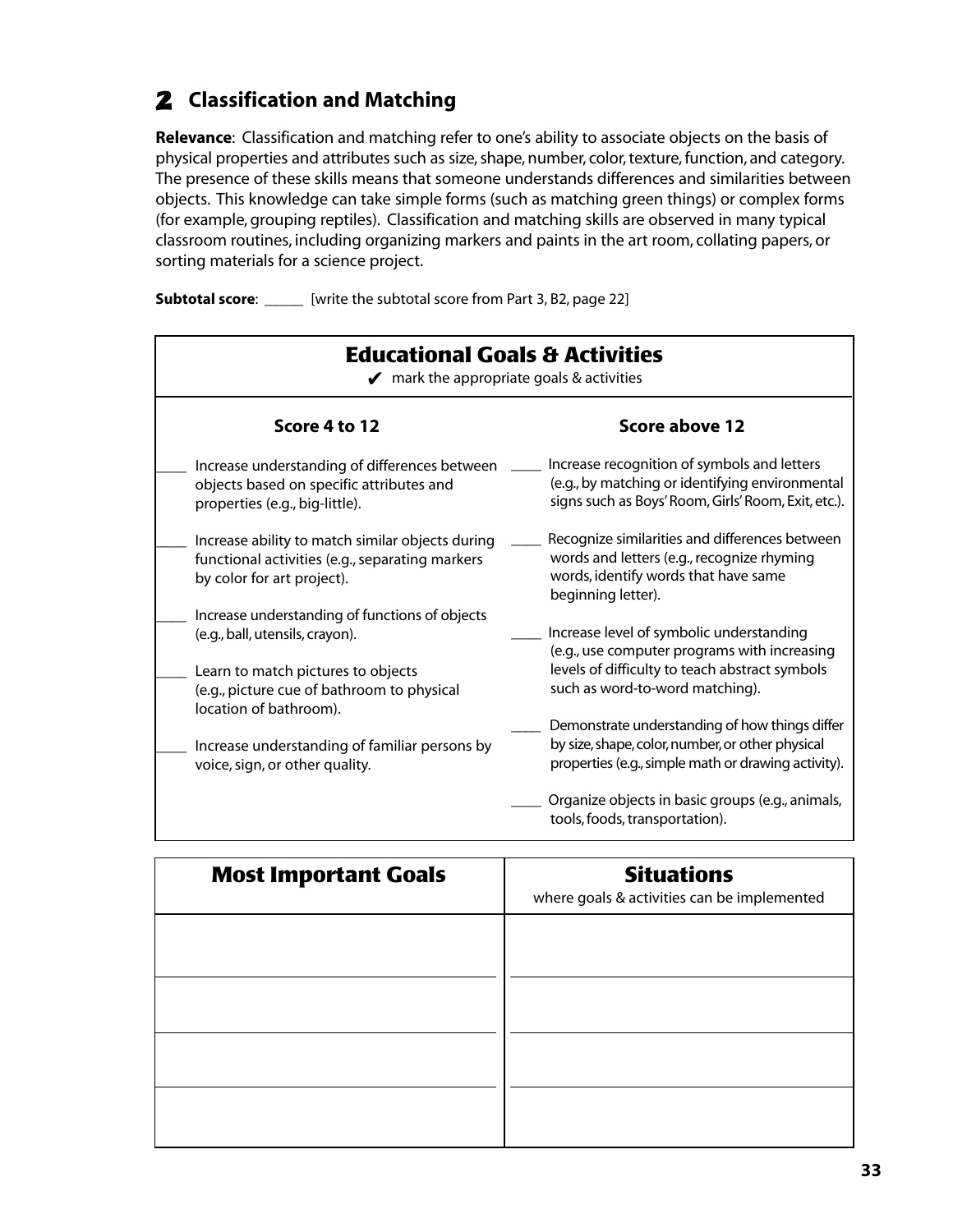## 2 Classification and Matching

**Relevance**: Classification and matching refer to one's ability to associate objects on the basis of physical properties and attributes such as size, shape, number, color, texture, function, and category. The presence of these skills means that someone understands differences and similarities between objects. This knowledge can take simple forms (such as matching green things) or complex forms (for example, grouping reptiles). Classification and matching skills are observed in many typical classroom routines, including organizing markers and paints in the art room, collating papers, or sorting materials for a science project.

**Subtotal score**: _____ [write the subtotal score from Part 3, B2, page 22]

### Educational Goals & Activities

✔ mark the appropriate goals & activities

**Score 4 to 12**

____ Increase understanding of differences between objects based on specific attributes and properties (e.g., big-little).

____ Increase ability to match similar objects during functional activities (e.g., separating markers by color for art project).

____ Increase understanding of functions of objects (e.g., ball, utensils, crayon).

____ Learn to match pictures to objects (e.g., picture cue of bathroom to physical location of bathroom).

____ Increase understanding of familiar persons by voice, sign, or other quality.

**Score above 12**

____ Increase recognition of symbols and letters (e.g., by matching or identifying environmental signs such as Boys' Room, Girls' Room, Exit, etc.).

____ Recognize similarities and differences between words and letters (e.g., recognize rhyming words, identify words that have same beginning letter).

____ Increase level of symbolic understanding (e.g., use computer programs with increasing levels of difficulty to teach abstract symbols such as word-to-word matching).

____ Demonstrate understanding of how things differ by size, shape, color, number, or other physical properties (e.g., simple math or drawing activity).

____ Organize objects in basic groups (e.g., animals, tools, foods, transportation).

| **Most Important Goals** | **Situations** where goals & activities can be implemented |
|---|---|
| | |
| | |
| | |
| | |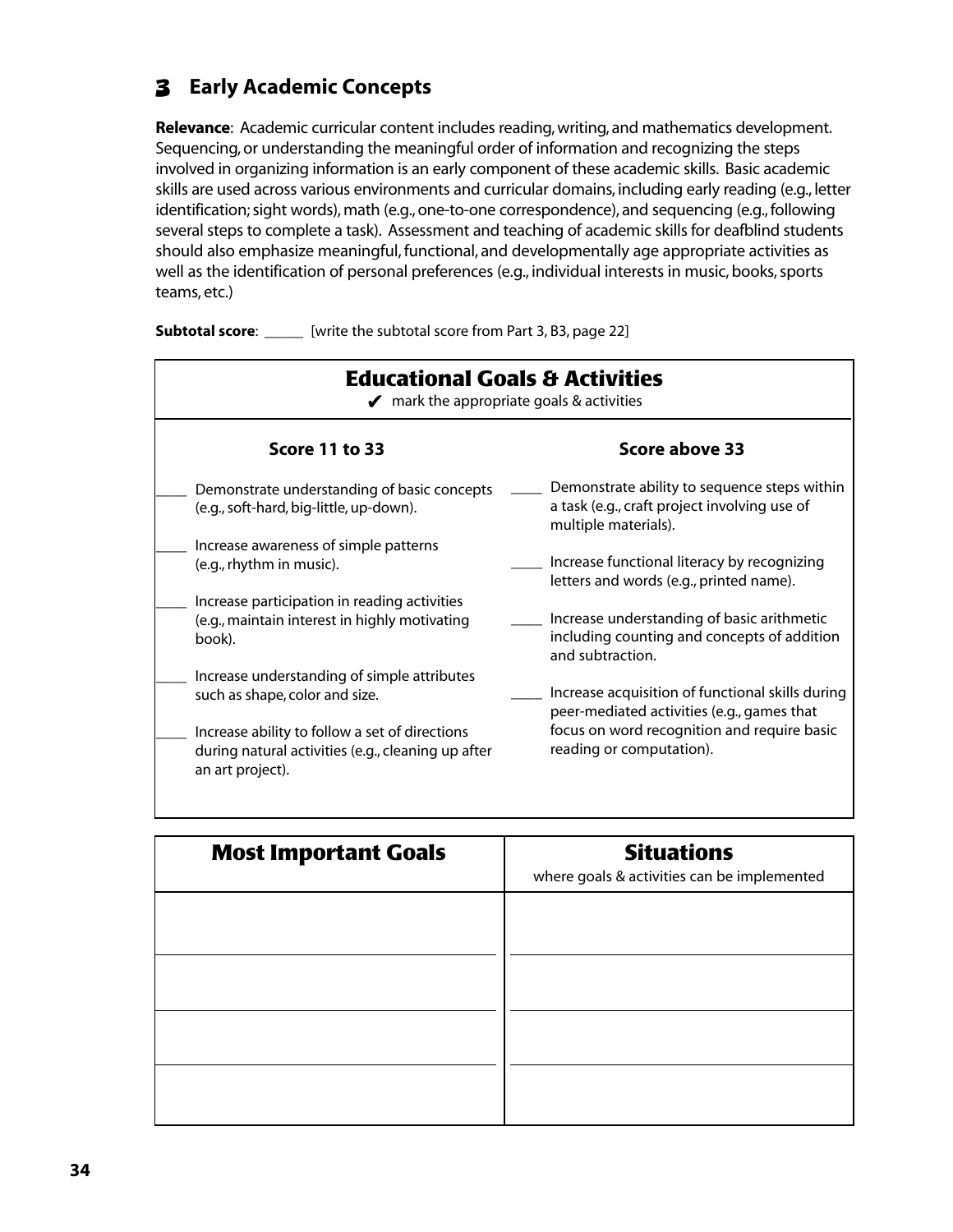## 3 Early Academic Concepts

**Relevance**: Academic curricular content includes reading, writing, and mathematics development. Sequencing, or understanding the meaningful order of information and recognizing the steps involved in organizing information is an early component of these academic skills. Basic academic skills are used across various environments and curricular domains, including early reading (e.g., letter identification; sight words), math (e.g., one-to-one correspondence), and sequencing (e.g., following several steps to complete a task). Assessment and teaching of academic skills for deafblind students should also emphasize meaningful, functional, and developmentally age appropriate activities as well as the identification of personal preferences (e.g., individual interests in music, books, sports teams, etc.)

**Subtotal score**: _____ [write the subtotal score from Part 3, B3, page 22]

### Educational Goals & Activities

✔ mark the appropriate goals & activities

| Score 11 to 33 | Score above 33 |
|---|---|
| ____ Demonstrate understanding of basic concepts (e.g., soft-hard, big-little, up-down). | ____ Demonstrate ability to sequence steps within a task (e.g., craft project involving use of multiple materials). |
| ____ Increase awareness of simple patterns (e.g., rhythm in music). | ____ Increase functional literacy by recognizing letters and words (e.g., printed name). |
| ____ Increase participation in reading activities (e.g., maintain interest in highly motivating book). | ____ Increase understanding of basic arithmetic including counting and concepts of addition and subtraction. |
| ____ Increase understanding of simple attributes such as shape, color and size. | ____ Increase acquisition of functional skills during peer-mediated activities (e.g., games that focus on word recognition and require basic reading or computation). |
| ____ Increase ability to follow a set of directions during natural activities (e.g., cleaning up after an art project). | |

| Most Important Goals | Situations where goals & activities can be implemented |
|---|---|
| | |
| | |
| | |
| | |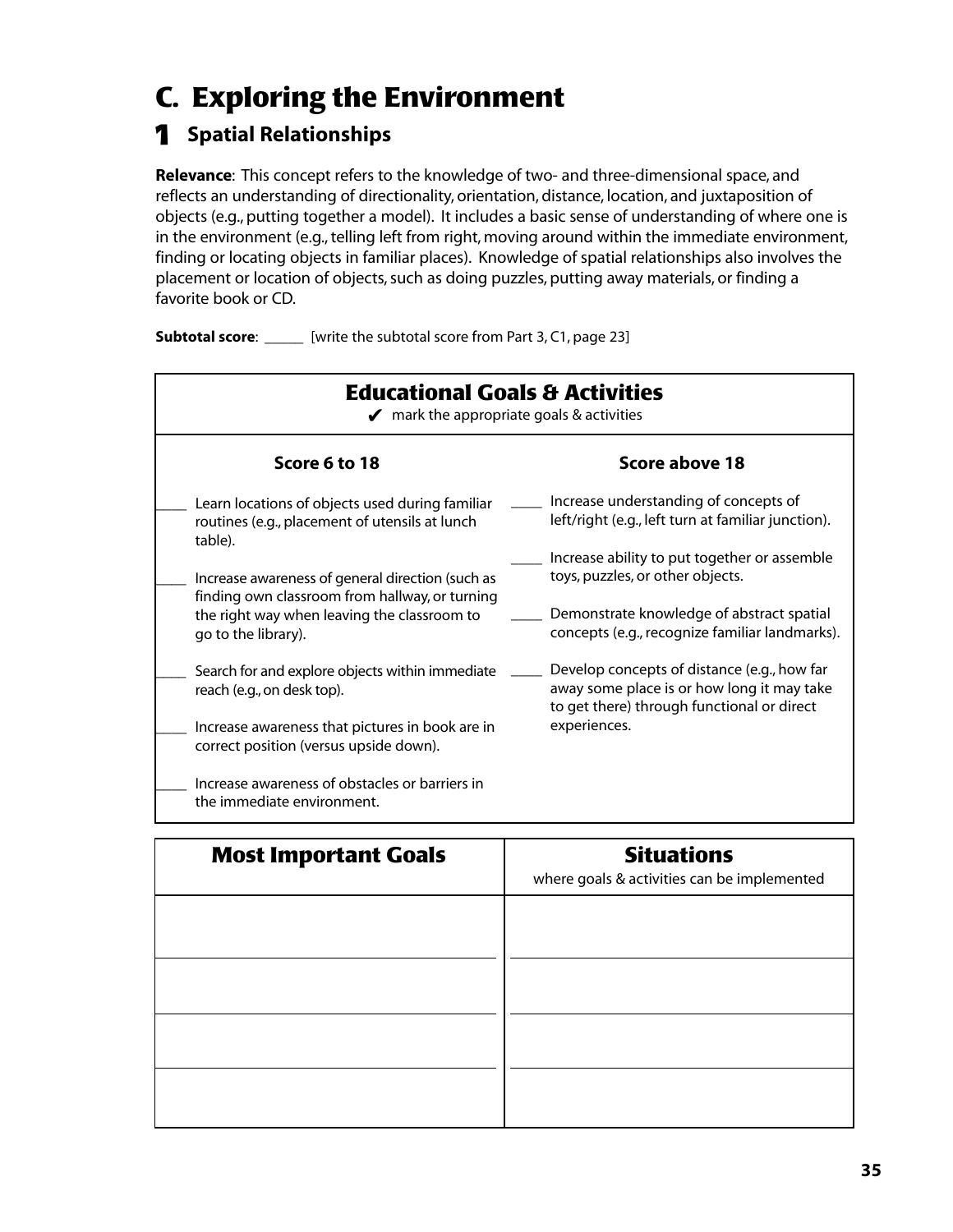# C. Exploring the Environment

## 1 Spatial Relationships

**Relevance**: This concept refers to the knowledge of two- and three-dimensional space, and reflects an understanding of directionality, orientation, distance, location, and juxtaposition of objects (e.g., putting together a model). It includes a basic sense of understanding of where one is in the environment (e.g., telling left from right, moving around within the immediate environment, finding or locating objects in familiar places). Knowledge of spatial relationships also involves the placement or location of objects, such as doing puzzles, putting away materials, or finding a favorite book or CD.

**Subtotal score**: _____ [write the subtotal score from Part 3, C1, page 23]

### Educational Goals & Activities

✔ mark the appropriate goals & activities

**Score 6 to 18**

- ____ Learn locations of objects used during familiar routines (e.g., placement of utensils at lunch table).
- ____ Increase awareness of general direction (such as finding own classroom from hallway, or turning the right way when leaving the classroom to go to the library).
- ____ Search for and explore objects within immediate reach (e.g., on desk top).
- ____ Increase awareness that pictures in book are in correct position (versus upside down).
- ____ Increase awareness of obstacles or barriers in the immediate environment.

**Score above 18**

- ____ Increase understanding of concepts of left/right (e.g., left turn at familiar junction).
- ____ Increase ability to put together or assemble toys, puzzles, or other objects.
- ____ Demonstrate knowledge of abstract spatial concepts (e.g., recognize familiar landmarks).
- ____ Develop concepts of distance (e.g., how far away some place is or how long it may take to get there) through functional or direct experiences.

| Most Important Goals | Situations<br>where goals & activities can be implemented |
|---|---|
| | |
| | |
| | |
| | |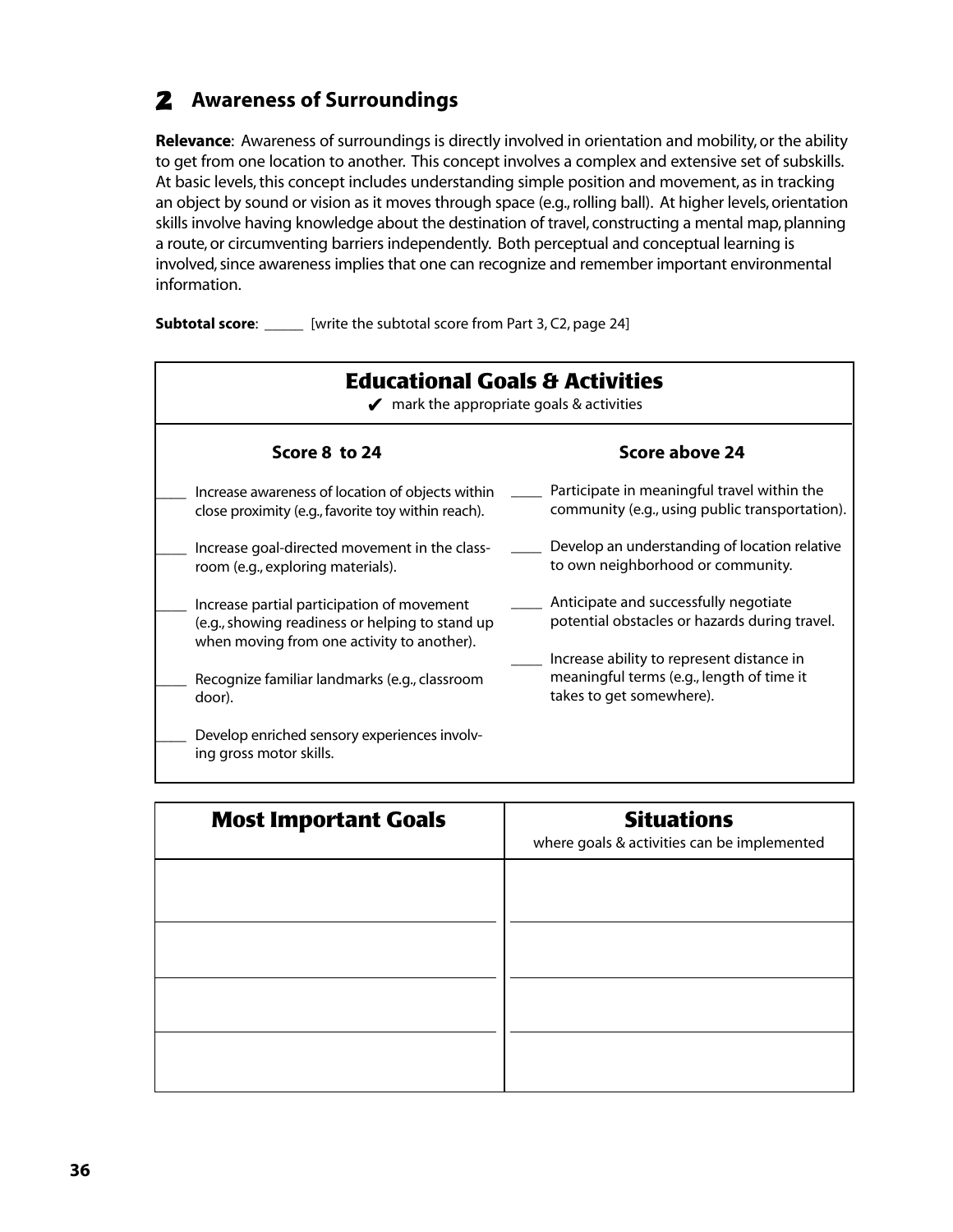## 2 Awareness of Surroundings

**Relevance**: Awareness of surroundings is directly involved in orientation and mobility, or the ability to get from one location to another. This concept involves a complex and extensive set of subskills. At basic levels, this concept includes understanding simple position and movement, as in tracking an object by sound or vision as it moves through space (e.g., rolling ball). At higher levels, orientation skills involve having knowledge about the destination of travel, constructing a mental map, planning a route, or circumventing barriers independently. Both perceptual and conceptual learning is involved, since awareness implies that one can recognize and remember important environmental information.

**Subtotal score**: _____ [write the subtotal score from Part 3, C2, page 24]

### Educational Goals & Activities

✔ mark the appropriate goals & activities

**Score 8 to 24**

____ Increase awareness of location of objects within close proximity (e.g., favorite toy within reach).

____ Increase goal-directed movement in the classroom (e.g., exploring materials).

____ Increase partial participation of movement (e.g., showing readiness or helping to stand up when moving from one activity to another).

____ Recognize familiar landmarks (e.g., classroom door).

____ Develop enriched sensory experiences involving gross motor skills.

**Score above 24**

____ Participate in meaningful travel within the community (e.g., using public transportation).

____ Develop an understanding of location relative to own neighborhood or community.

____ Anticipate and successfully negotiate potential obstacles or hazards during travel.

____ Increase ability to represent distance in meaningful terms (e.g., length of time it takes to get somewhere).

| Most Important Goals | Situations<br>where goals & activities can be implemented |
|---|---|
| | |
| | |
| | |
| | |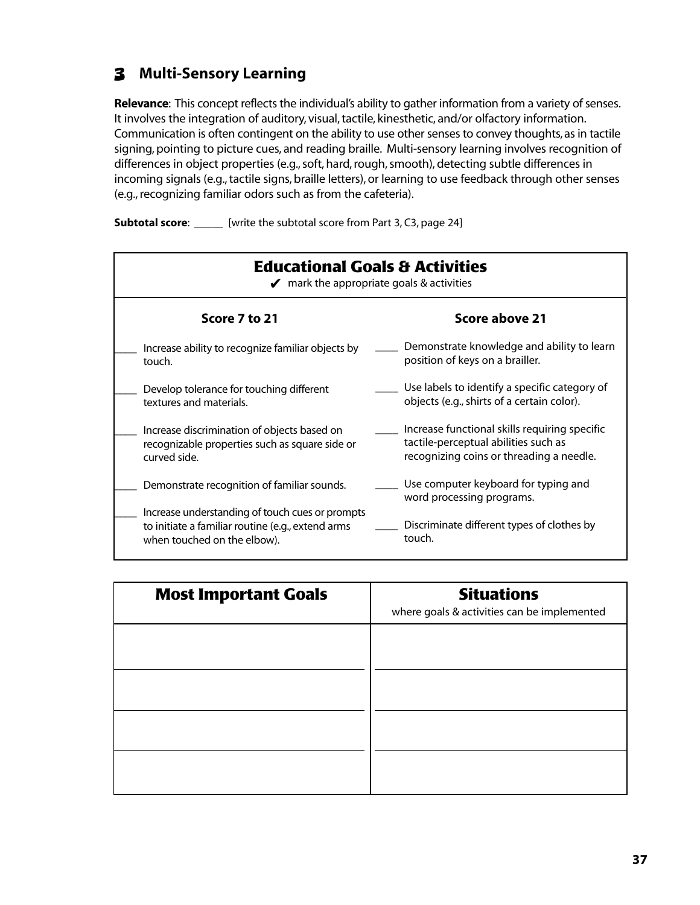## 3 Multi-Sensory Learning

**Relevance**: This concept reflects the individual's ability to gather information from a variety of senses. It involves the integration of auditory, visual, tactile, kinesthetic, and/or olfactory information. Communication is often contingent on the ability to use other senses to convey thoughts, as in tactile signing, pointing to picture cues, and reading braille. Multi-sensory learning involves recognition of differences in object properties (e.g., soft, hard, rough, smooth), detecting subtle differences in incoming signals (e.g., tactile signs, braille letters), or learning to use feedback through other senses (e.g., recognizing familiar odors such as from the cafeteria).

**Subtotal score**: _____ [write the subtotal score from Part 3, C3, page 24]

### Educational Goals & Activities

✔ mark the appropriate goals & activities

| Score 7 to 21 | Score above 21 |
|---|---|
| ____ Increase ability to recognize familiar objects by touch. | ____ Demonstrate knowledge and ability to learn position of keys on a brailler. |
| ____ Develop tolerance for touching different textures and materials. | ____ Use labels to identify a specific category of objects (e.g., shirts of a certain color). |
| ____ Increase discrimination of objects based on recognizable properties such as square side or curved side. | ____ Increase functional skills requiring specific tactile-perceptual abilities such as recognizing coins or threading a needle. |
| ____ Demonstrate recognition of familiar sounds. | ____ Use computer keyboard for typing and word processing programs. |
| ____ Increase understanding of touch cues or prompts to initiate a familiar routine (e.g., extend arms when touched on the elbow). | ____ Discriminate different types of clothes by touch. |

| Most Important Goals | Situations<br>where goals & activities can be implemented |
|---|---|
| | |
| | |
| | |
| | |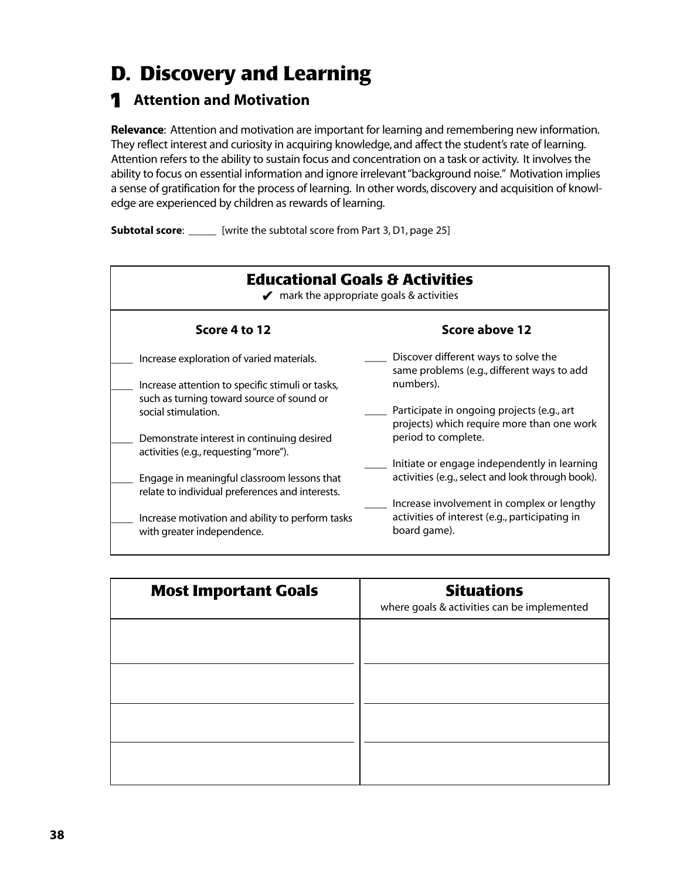# D. Discovery and Learning

## 1 Attention and Motivation

**Relevance**: Attention and motivation are important for learning and remembering new information. They reflect interest and curiosity in acquiring knowledge, and affect the student's rate of learning. Attention refers to the ability to sustain focus and concentration on a task or activity. It involves the ability to focus on essential information and ignore irrelevant "background noise." Motivation implies a sense of gratification for the process of learning. In other words, discovery and acquisition of knowledge are experienced by children as rewards of learning.

**Subtotal score**: _____ [write the subtotal score from Part 3, D1, page 25]

### Educational Goals & Activities

✔ mark the appropriate goals & activities

**Score 4 to 12**

____ Increase exploration of varied materials.

____ Increase attention to specific stimuli or tasks, such as turning toward source of sound or social stimulation.

____ Demonstrate interest in continuing desired activities (e.g., requesting "more").

____ Engage in meaningful classroom lessons that relate to individual preferences and interests.

____ Increase motivation and ability to perform tasks with greater independence.

**Score above 12**

____ Discover different ways to solve the same problems (e.g., different ways to add numbers).

____ Participate in ongoing projects (e.g., art projects) which require more than one work period to complete.

____ Initiate or engage independently in learning activities (e.g., select and look through book).

____ Increase involvement in complex or lengthy activities of interest (e.g., participating in board game).

| Most Important Goals | Situations<br>where goals & activities can be implemented |
|---|---|
| | |
| | |
| | |
| | |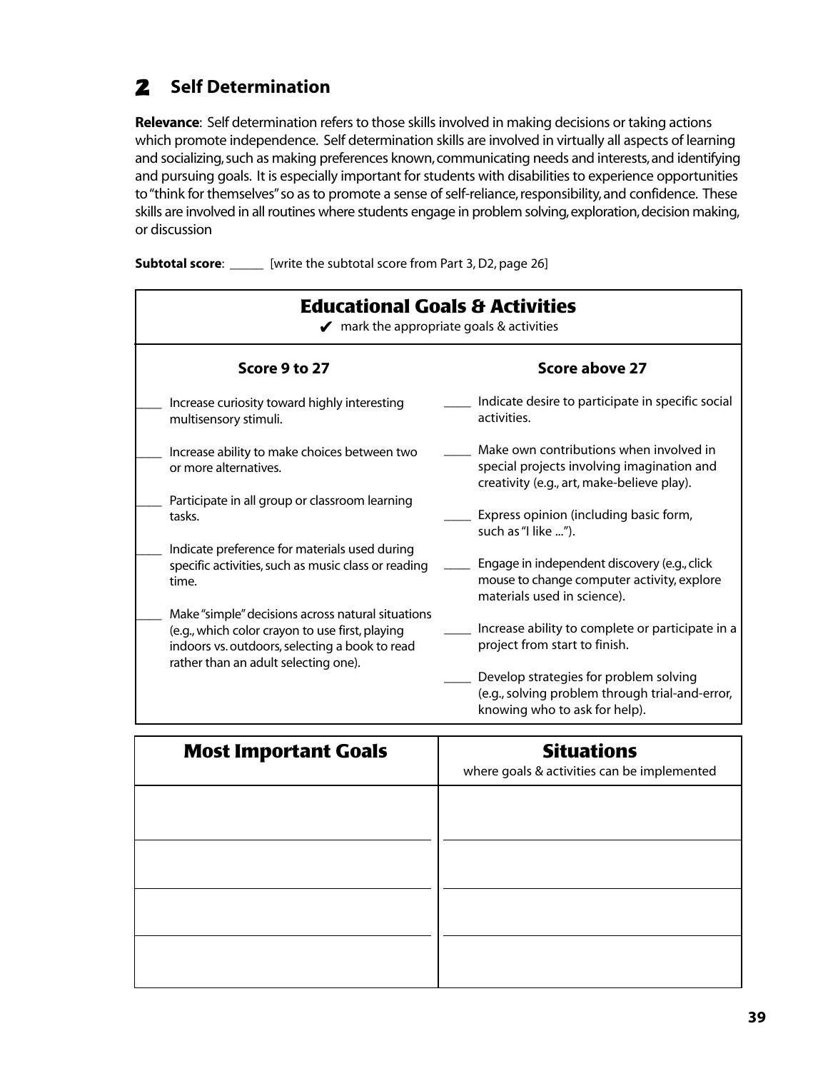## 2 Self Determination

**Relevance**: Self determination refers to those skills involved in making decisions or taking actions which promote independence. Self determination skills are involved in virtually all aspects of learning and socializing, such as making preferences known, communicating needs and interests, and identifying and pursuing goals. It is especially important for students with disabilities to experience opportunities to "think for themselves" so as to promote a sense of self-reliance, responsibility, and confidence. These skills are involved in all routines where students engage in problem solving, exploration, decision making, or discussion

**Subtotal score**: _____ [write the subtotal score from Part 3, D2, page 26]

### Educational Goals & Activities

✔ mark the appropriate goals & activities

**Score 9 to 27**

- ____ Increase curiosity toward highly interesting multisensory stimuli.
- ____ Increase ability to make choices between two or more alternatives.
- ____ Participate in all group or classroom learning tasks.
- ____ Indicate preference for materials used during specific activities, such as music class or reading time.
- ____ Make "simple" decisions across natural situations (e.g., which color crayon to use first, playing indoors vs. outdoors, selecting a book to read rather than an adult selecting one).

**Score above 27**

- ____ Indicate desire to participate in specific social activities.
- ____ Make own contributions when involved in special projects involving imagination and creativity (e.g., art, make-believe play).
- ____ Express opinion (including basic form, such as "I like ...").
- ____ Engage in independent discovery (e.g., click mouse to change computer activity, explore materials used in science).
- ____ Increase ability to complete or participate in a project from start to finish.
- ____ Develop strategies for problem solving (e.g., solving problem through trial-and-error, knowing who to ask for help).

| Most Important Goals | Situations<br>where goals & activities can be implemented |
|---|---|
| | |
| | |
| | |
| | |